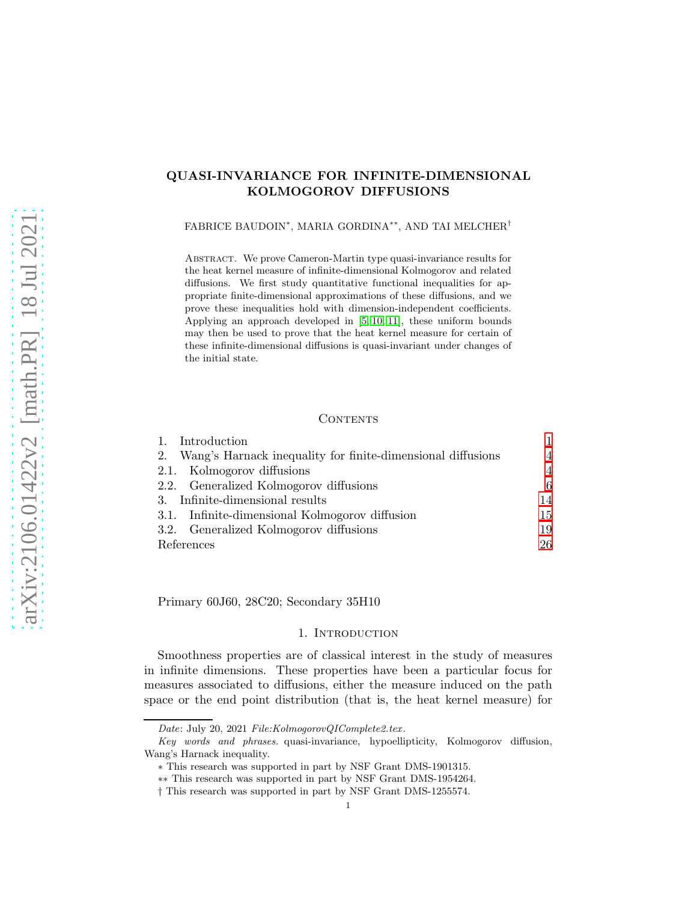# QUASI-INVARIANCE FOR INFINITE-DIMENSIONAL KOLMOGOROV DIFFUSIONS

FABRICE BAUDOIN*, MARIA GORDINA**, AND TAI MELCHER†

ABSTRACT. We prove Cameron-Martin type quasi-invariance results for the heat kernel measure of infinite-dimensional Kolmogorov and related diffusions. We first study quantitative functional inequalities for appropriate finite-dimensional approximations of these diffusions, and we prove these inequalities hold with dimension-independent coefficients. Applying an approach developed in [5, 10, 11], these uniform bounds may then be used to prove that the heat kernel measure for certain of these infinite-dimensional diffusions is quasi-invariant under changes of the initial state.

## CONTENTS

1. Introduction 1
2. Wang's Harnack inequality for finite-dimensional diffusions 4
   2.1. Kolmogorov diffusions 4
   2.2. Generalized Kolmogorov diffusions 6
3. Infinite-dimensional results 14
   3.1. Infinite-dimensional Kolmogorov diffusion 15
   3.2. Generalized Kolmogorov diffusions 19

References 26

Primary 60J60, 28C20; Secondary 35H10

## 1. INTRODUCTION

Smoothness properties are of classical interest in the study of measures in infinite dimensions. These properties have been a particular focus for measures associated to diffusions, either the measure induced on the path space or the end point distribution (that is, the heat kernel measure) for

---

*Date*: July 20, 2021 *File:KolmogorovQIComplete2.tex*.

*Key words and phrases.* quasi-invariance, hypoellipticity, Kolmogorov diffusion, Wang's Harnack inequality.

∗ This research was supported in part by NSF Grant DMS-1901315.

∗∗ This research was supported in part by NSF Grant DMS-1954264.

† This research was supported in part by NSF Grant DMS-1255574.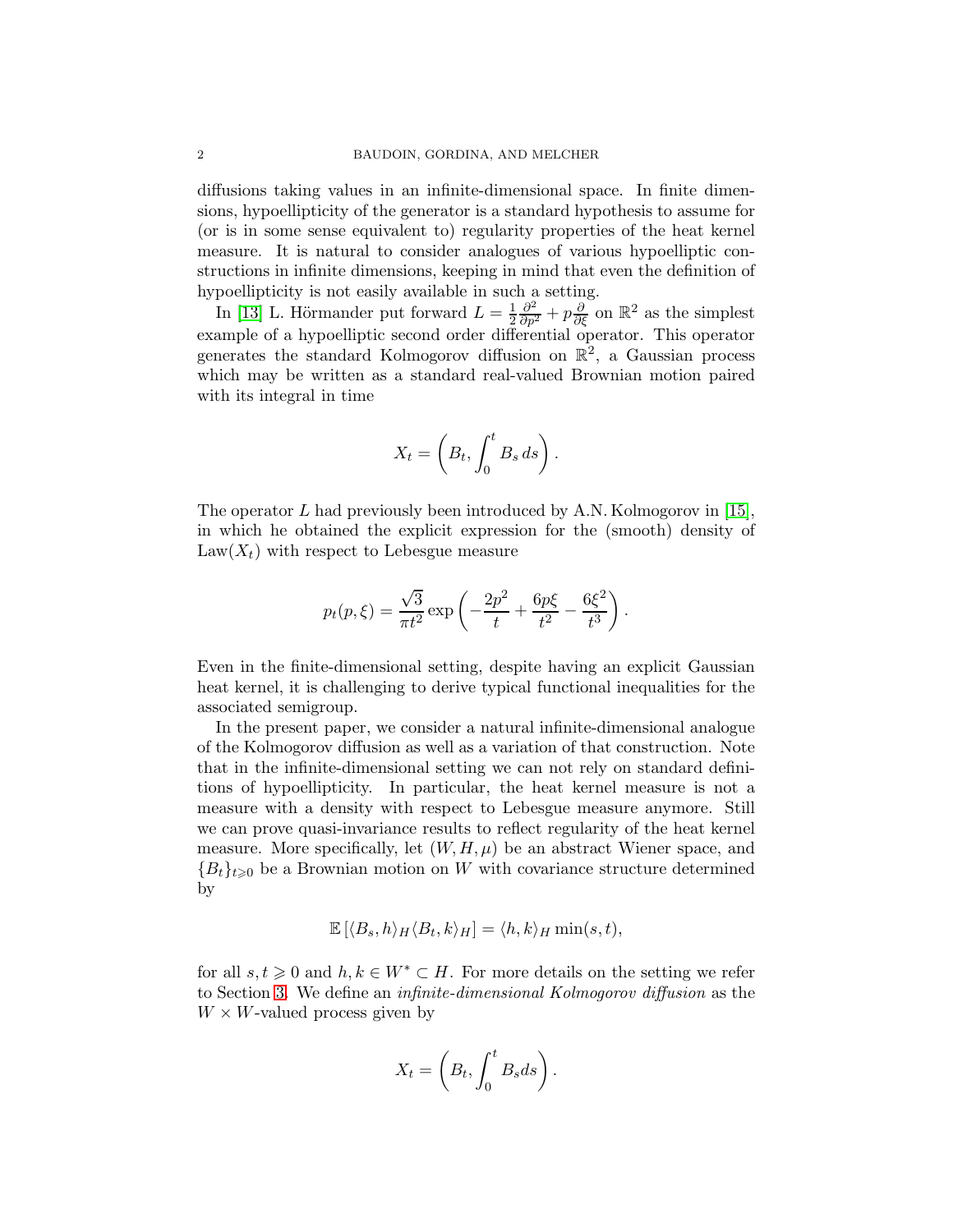diffusions taking values in an infinite-dimensional space. In finite dimensions, hypoellipticity of the generator is a standard hypothesis to assume for (or is in some sense equivalent to) regularity properties of the heat kernel measure. It is natural to consider analogues of various hypoelliptic constructions in infinite dimensions, keeping in mind that even the definition of hypoellipticity is not easily available in such a setting.

In [13] L. Hörmander put forward $L = \frac{1}{2}\frac{\partial^2}{\partial p^2} + p\frac{\partial}{\partial \xi}$ on $\mathbb{R}^2$ as the simplest example of a hypoelliptic second order differential operator. This operator generates the standard Kolmogorov diffusion on $\mathbb{R}^2$, a Gaussian process which may be written as a standard real-valued Brownian motion paired with its integral in time

$$X_t = \left( B_t, \int_0^t B_s \, ds \right).$$

The operator $L$ had previously been introduced by A.N. Kolmogorov in [15], in which he obtained the explicit expression for the (smooth) density of $\mathrm{Law}(X_t)$ with respect to Lebesgue measure

$$p_t(p, \xi) = \frac{\sqrt{3}}{\pi t^2} \exp\left( -\frac{2p^2}{t} + \frac{6p\xi}{t^2} - \frac{6\xi^2}{t^3} \right).$$

Even in the finite-dimensional setting, despite having an explicit Gaussian heat kernel, it is challenging to derive typical functional inequalities for the associated semigroup.

In the present paper, we consider a natural infinite-dimensional analogue of the Kolmogorov diffusion as well as a variation of that construction. Note that in the infinite-dimensional setting we can not rely on standard definitions of hypoellipticity. In particular, the heat kernel measure is not a measure with a density with respect to Lebesgue measure anymore. Still we can prove quasi-invariance results to reflect regularity of the heat kernel measure. More specifically, let $(W, H, \mu)$ be an abstract Wiener space, and $\{B_t\}_{t \geqslant 0}$ be a Brownian motion on $W$ with covariance structure determined by

$$\mathbb{E}\left[ \langle B_s, h \rangle_H \langle B_t, k \rangle_H \right] = \langle h, k \rangle_H \min(s, t),$$

for all $s, t \geqslant 0$ and $h, k \in W^* \subset H$. For more details on the setting we refer to Section 3. We define an *infinite-dimensional Kolmogorov diffusion* as the $W \times W$-valued process given by

$$X_t = \left( B_t, \int_0^t B_s ds \right).$$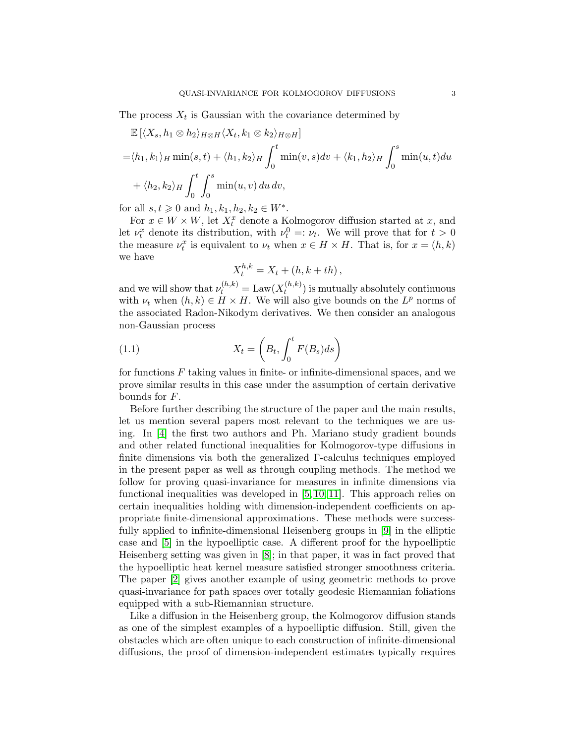The process $X_t$ is Gaussian with the covariance determined by

$$
\begin{aligned}
&\mathbb{E}\left[\langle X_s, h_1 \otimes h_2\rangle_{H\otimes H}\langle X_t, k_1 \otimes k_2\rangle_{H\otimes H}\right] \\
=&\langle h_1, k_1\rangle_H \min(s,t) + \langle h_1, k_2\rangle_H \int_0^t \min(v,s)dv + \langle k_1, h_2\rangle_H \int_0^s \min(u,t)du \\
&+ \langle h_2, k_2\rangle_H \int_0^t \int_0^s \min(u,v)\, du\, dv,
\end{aligned}
$$

for all $s, t \geqslant 0$ and $h_1, k_1, h_2, k_2 \in W^*$.

For $x \in W \times W$, let $X_t^x$ denote a Kolmogorov diffusion started at $x$, and let $\nu_t^x$ denote its distribution, with $\nu_t^0 =: \nu_t$. We will prove that for $t > 0$ the measure $\nu_t^x$ is equivalent to $\nu_t$ when $x \in H \times H$. That is, for $x = (h, k)$ we have

$$
X_t^{h,k} = X_t + (h, k + th),
$$

and we will show that $\nu_t^{(h,k)} = \mathrm{Law}(X_t^{(h,k)})$ is mutually absolutely continuous with $\nu_t$ when $(h,k) \in H \times H$. We will also give bounds on the $L^p$ norms of the associated Radon-Nikodym derivatives. We then consider an analogous non-Gaussian process

$$
X_t = \left(B_t, \int_0^t F(B_s)ds\right) \tag{1.1}
$$

for functions $F$ taking values in finite- or infinite-dimensional spaces, and we prove similar results in this case under the assumption of certain derivative bounds for $F$.

Before further describing the structure of the paper and the main results, let us mention several papers most relevant to the techniques we are using. In [4] the first two authors and Ph. Mariano study gradient bounds and other related functional inequalities for Kolmogorov-type diffusions in finite dimensions via both the generalized Γ-calculus techniques employed in the present paper as well as through coupling methods. The method we follow for proving quasi-invariance for measures in infinite dimensions via functional inequalities was developed in [5, 10, 11]. This approach relies on certain inequalities holding with dimension-independent coefficients on appropriate finite-dimensional approximations. These methods were successfully applied to infinite-dimensional Heisenberg groups in [9] in the elliptic case and [5] in the hypoelliptic case. A different proof for the hypoelliptic Heisenberg setting was given in [8]; in that paper, it was in fact proved that the hypoelliptic heat kernel measure satisfied stronger smoothness criteria. The paper [2] gives another example of using geometric methods to prove quasi-invariance for path spaces over totally geodesic Riemannian foliations equipped with a sub-Riemannian structure.

Like a diffusion in the Heisenberg group, the Kolmogorov diffusion stands as one of the simplest examples of a hypoelliptic diffusion. Still, given the obstacles which are often unique to each construction of infinite-dimensional diffusions, the proof of dimension-independent estimates typically requires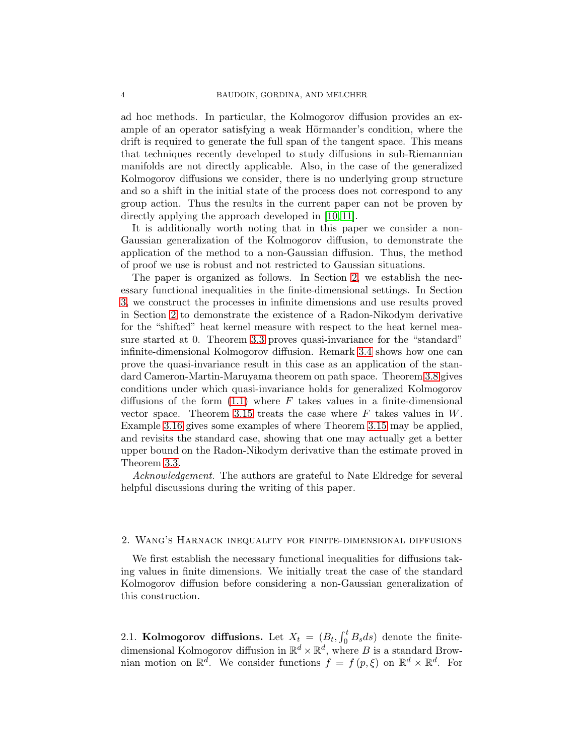ad hoc methods. In particular, the Kolmogorov diffusion provides an example of an operator satisfying a weak Hörmander's condition, where the drift is required to generate the full span of the tangent space. This means that techniques recently developed to study diffusions in sub-Riemannian manifolds are not directly applicable. Also, in the case of the generalized Kolmogorov diffusions we consider, there is no underlying group structure and so a shift in the initial state of the process does not correspond to any group action. Thus the results in the current paper can not be proven by directly applying the approach developed in [10, 11].

It is additionally worth noting that in this paper we consider a non-Gaussian generalization of the Kolmogorov diffusion, to demonstrate the application of the method to a non-Gaussian diffusion. Thus, the method of proof we use is robust and not restricted to Gaussian situations.

The paper is organized as follows. In Section 2, we establish the necessary functional inequalities in the finite-dimensional settings. In Section 3, we construct the processes in infinite dimensions and use results proved in Section 2 to demonstrate the existence of a Radon-Nikodym derivative for the "shifted" heat kernel measure with respect to the heat kernel measure started at 0. Theorem 3.3 proves quasi-invariance for the "standard" infinite-dimensional Kolmogorov diffusion. Remark 3.4 shows how one can prove the quasi-invariance result in this case as an application of the standard Cameron-Martin-Maruyama theorem on path space. Theorem 3.8 gives conditions under which quasi-invariance holds for generalized Kolmogorov diffusions of the form (1.1) where $F$ takes values in a finite-dimensional vector space. Theorem 3.15 treats the case where $F$ takes values in $W$. Example 3.16 gives some examples of where Theorem 3.15 may be applied, and revisits the standard case, showing that one may actually get a better upper bound on the Radon-Nikodym derivative than the estimate proved in Theorem 3.3.

*Acknowledgement.* The authors are grateful to Nate Eldredge for several helpful discussions during the writing of this paper.

## 2. Wang's Harnack inequality for finite-dimensional diffusions

We first establish the necessary functional inequalities for diffusions taking values in finite dimensions. We initially treat the case of the standard Kolmogorov diffusion before considering a non-Gaussian generalization of this construction.

### 2.1. Kolmogorov diffusions.

Let $X_t = (B_t, \int_0^t B_s ds)$ denote the finite-dimensional Kolmogorov diffusion in $\mathbb{R}^d \times \mathbb{R}^d$, where $B$ is a standard Brownian motion on $\mathbb{R}^d$. We consider functions $f = f(p, \xi)$ on $\mathbb{R}^d \times \mathbb{R}^d$. For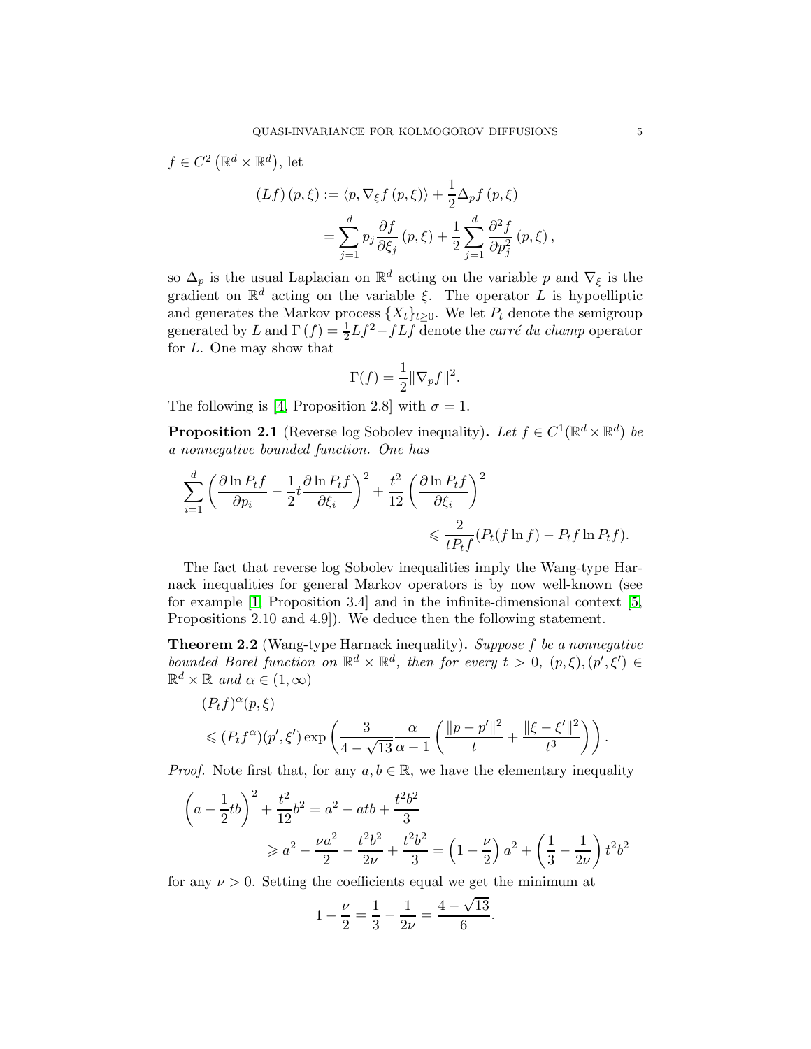$f \in C^2\left(\mathbb{R}^d \times \mathbb{R}^d\right)$, let

$$
\begin{aligned}
(Lf)(p,\xi) &:= \langle p, \nabla_\xi f(p,\xi)\rangle + \frac{1}{2}\Delta_p f(p,\xi) \\
&= \sum_{j=1}^d p_j \frac{\partial f}{\partial \xi_j}(p,\xi) + \frac{1}{2}\sum_{j=1}^d \frac{\partial^2 f}{\partial p_j^2}(p,\xi),
\end{aligned}
$$

so $\Delta_p$ is the usual Laplacian on $\mathbb{R}^d$ acting on the variable $p$ and $\nabla_\xi$ is the gradient on $\mathbb{R}^d$ acting on the variable $\xi$. The operator $L$ is hypoelliptic and generates the Markov process $\{X_t\}_{t\geq 0}$. We let $P_t$ denote the semigroup generated by $L$ and $\Gamma(f) = \frac{1}{2}Lf^2 - fLf$ denote the *carré du champ* operator for $L$. One may show that

$$
\Gamma(f) = \frac{1}{2}\|\nabla_p f\|^2.
$$

The following is [4, Proposition 2.8] with $\sigma = 1$.

**Proposition 2.1** (Reverse log Sobolev inequality)**.** *Let $f \in C^1(\mathbb{R}^d \times \mathbb{R}^d)$ be a nonnegative bounded function. One has*

$$
\sum_{i=1}^d \left(\frac{\partial \ln P_t f}{\partial p_i} - \frac{1}{2}t\frac{\partial \ln P_t f}{\partial \xi_i}\right)^2 + \frac{t^2}{12}\left(\frac{\partial \ln P_t f}{\partial \xi_i}\right)^2 \leqslant \frac{2}{tP_t f}(P_t(f\ln f) - P_t f \ln P_t f).
$$

The fact that reverse log Sobolev inequalities imply the Wang-type Harnack inequalities for general Markov operators is by now well-known (see for example [1, Proposition 3.4] and in the infinite-dimensional context [5, Propositions 2.10 and 4.9]). We deduce then the following statement.

**Theorem 2.2** (Wang-type Harnack inequality)**.** *Suppose $f$ be a nonnegative bounded Borel function on $\mathbb{R}^d \times \mathbb{R}^d$, then for every $t > 0$, $(p,\xi),(p',\xi') \in \mathbb{R}^d \times \mathbb{R}$ and $\alpha \in (1,\infty)$*

$$
\begin{aligned}
&(P_t f)^\alpha(p,\xi) \\
&\leqslant (P_t f^\alpha)(p',\xi') \exp\left(\frac{3}{4-\sqrt{13}}\frac{\alpha}{\alpha-1}\left(\frac{\|p-p'\|^2}{t} + \frac{\|\xi-\xi'\|^2}{t^3}\right)\right).
\end{aligned}
$$

*Proof.* Note first that, for any $a, b \in \mathbb{R}$, we have the elementary inequality

$$
\begin{aligned}
\left(a - \frac{1}{2}tb\right)^2 + \frac{t^2}{12}b^2 &= a^2 - atb + \frac{t^2b^2}{3} \\
&\geqslant a^2 - \frac{\nu a^2}{2} - \frac{t^2b^2}{2\nu} + \frac{t^2b^2}{3} = \left(1 - \frac{\nu}{2}\right)a^2 + \left(\frac{1}{3} - \frac{1}{2\nu}\right)t^2b^2
\end{aligned}
$$

for any $\nu > 0$. Setting the coefficients equal we get the minimum at

$$
1 - \frac{\nu}{2} = \frac{1}{3} - \frac{1}{2\nu} = \frac{4-\sqrt{13}}{6}.
$$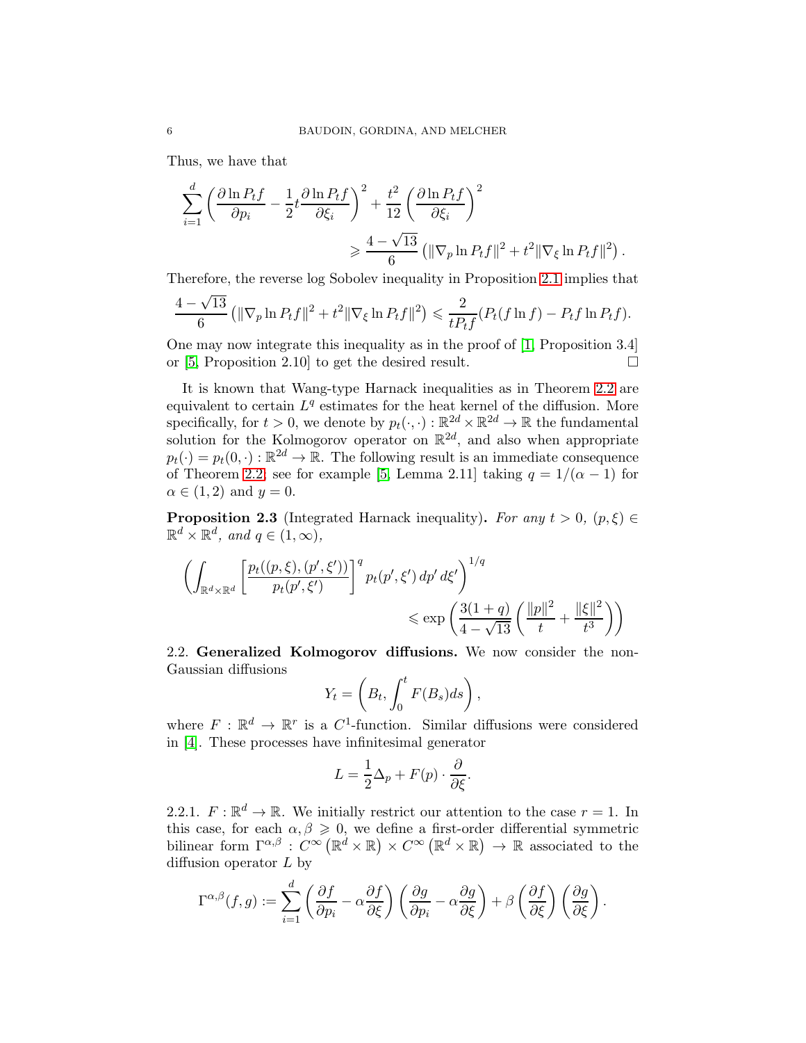Thus, we have that

$$\sum_{i=1}^{d}\left(\frac{\partial \ln P_t f}{\partial p_i}-\frac{1}{2}t\frac{\partial \ln P_t f}{\partial \xi_i}\right)^2+\frac{t^2}{12}\left(\frac{\partial \ln P_t f}{\partial \xi_i}\right)^2 \geqslant \frac{4-\sqrt{13}}{6}\left(\|\nabla_p \ln P_t f\|^2+t^2\|\nabla_\xi \ln P_t f\|^2\right).$$

Therefore, the reverse log Sobolev inequality in Proposition 2.1 implies that

$$\frac{4-\sqrt{13}}{6}\left(\|\nabla_p \ln P_t f\|^2+t^2\|\nabla_\xi \ln P_t f\|^2\right)\leqslant \frac{2}{tP_t f}(P_t(f\ln f)-P_t f\ln P_t f).$$

One may now integrate this inequality as in the proof of [1, Proposition 3.4] or [5, Proposition 2.10] to get the desired result. $\square$

It is known that Wang-type Harnack inequalities as in Theorem 2.2 are equivalent to certain $L^q$ estimates for the heat kernel of the diffusion. More specifically, for $t>0$, we denote by $p_t(\cdot,\cdot):\mathbb{R}^{2d}\times\mathbb{R}^{2d}\to\mathbb{R}$ the fundamental solution for the Kolmogorov operator on $\mathbb{R}^{2d}$, and also when appropriate $p_t(\cdot)=p_t(0,\cdot):\mathbb{R}^{2d}\to\mathbb{R}$. The following result is an immediate consequence of Theorem 2.2; see for example [5, Lemma 2.11] taking $q=1/(\alpha-1)$ for $\alpha\in(1,2)$ and $y=0$.

**Proposition 2.3** (Integrated Harnack inequality)**.** *For any $t>0$, $(p,\xi)\in\mathbb{R}^d\times\mathbb{R}^d$, and $q\in(1,\infty)$,*

$$\left(\int_{\mathbb{R}^d\times\mathbb{R}^d}\left[\frac{p_t((p,\xi),(p',\xi'))}{p_t(p',\xi')}\right]^q p_t(p',\xi')\,dp'\,d\xi'\right)^{1/q} \leqslant \exp\left(\frac{3(1+q)}{4-\sqrt{13}}\left(\frac{\|p\|^2}{t}+\frac{\|\xi\|^2}{t^3}\right)\right)$$

2.2. **Generalized Kolmogorov diffusions.** We now consider the non-Gaussian diffusions

$$Y_t=\left(B_t,\int_0^t F(B_s)ds\right),$$

where $F:\mathbb{R}^d\to\mathbb{R}^r$ is a $C^1$-function. Similar diffusions were considered in [4]. These processes have infinitesimal generator

$$L=\frac{1}{2}\Delta_p+F(p)\cdot\frac{\partial}{\partial\xi}.$$

2.2.1. $F:\mathbb{R}^d\to\mathbb{R}$. We initially restrict our attention to the case $r=1$. In this case, for each $\alpha,\beta\geqslant 0$, we define a first-order differential symmetric bilinear form $\Gamma^{\alpha,\beta}:C^\infty\left(\mathbb{R}^d\times\mathbb{R}\right)\times C^\infty\left(\mathbb{R}^d\times\mathbb{R}\right)\to\mathbb{R}$ associated to the diffusion operator $L$ by

$$\Gamma^{\alpha,\beta}(f,g):=\sum_{i=1}^{d}\left(\frac{\partial f}{\partial p_i}-\alpha\frac{\partial f}{\partial\xi}\right)\left(\frac{\partial g}{\partial p_i}-\alpha\frac{\partial g}{\partial\xi}\right)+\beta\left(\frac{\partial f}{\partial\xi}\right)\left(\frac{\partial g}{\partial\xi}\right).$$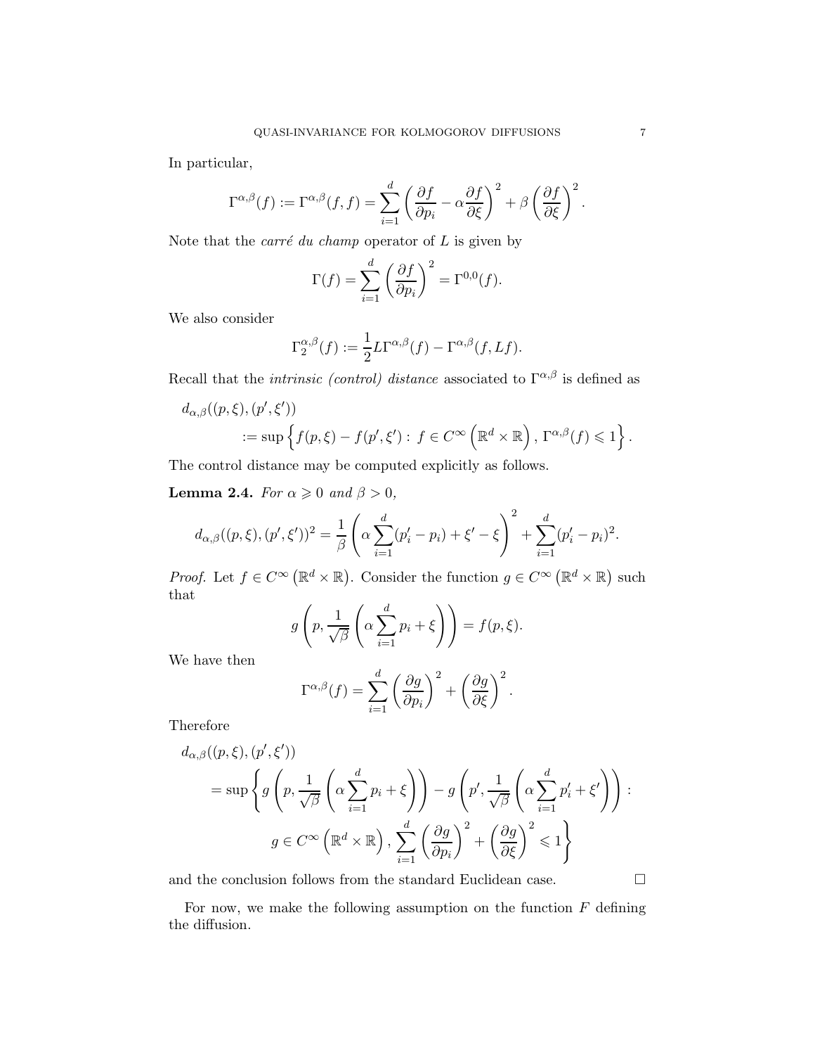In particular,

$$\Gamma^{\alpha,\beta}(f) := \Gamma^{\alpha,\beta}(f,f) = \sum_{i=1}^{d} \left( \frac{\partial f}{\partial p_i} - \alpha \frac{\partial f}{\partial \xi} \right)^2 + \beta \left( \frac{\partial f}{\partial \xi} \right)^2.$$

Note that the *carré du champ* operator of $L$ is given by

$$\Gamma(f) = \sum_{i=1}^{d} \left( \frac{\partial f}{\partial p_i} \right)^2 = \Gamma^{0,0}(f).$$

We also consider

$$\Gamma_2^{\alpha,\beta}(f) := \frac{1}{2} L \Gamma^{\alpha,\beta}(f) - \Gamma^{\alpha,\beta}(f, Lf).$$

Recall that the *intrinsic (control) distance* associated to $\Gamma^{\alpha,\beta}$ is defined as

$$\begin{aligned} &d_{\alpha,\beta}((p,\xi),(p',\xi')) \\ &\quad := \sup \left\{ f(p,\xi) - f(p',\xi') : \, f \in C^{\infty}\left(\mathbb{R}^d \times \mathbb{R}\right), \, \Gamma^{\alpha,\beta}(f) \leqslant 1 \right\}. \end{aligned}$$

The control distance may be computed explicitly as follows.

**Lemma 2.4.** *For $\alpha \geqslant 0$ and $\beta > 0$,*

$$d_{\alpha,\beta}((p,\xi),(p',\xi'))^2 = \frac{1}{\beta} \left( \alpha \sum_{i=1}^{d} (p_i' - p_i) + \xi' - \xi \right)^2 + \sum_{i=1}^{d} (p_i' - p_i)^2.$$

*Proof.* Let $f \in C^{\infty}\left(\mathbb{R}^d \times \mathbb{R}\right)$. Consider the function $g \in C^{\infty}\left(\mathbb{R}^d \times \mathbb{R}\right)$ such that

$$g\left(p, \frac{1}{\sqrt{\beta}} \left( \alpha \sum_{i=1}^{d} p_i + \xi \right) \right) = f(p,\xi).$$

We have then

$$\Gamma^{\alpha,\beta}(f) = \sum_{i=1}^{d} \left( \frac{\partial g}{\partial p_i} \right)^2 + \left( \frac{\partial g}{\partial \xi} \right)^2.$$

Therefore

$$\begin{aligned} &d_{\alpha,\beta}((p,\xi),(p',\xi')) \\ &\quad = \sup \Bigg\{ g\left(p, \frac{1}{\sqrt{\beta}} \left( \alpha \sum_{i=1}^{d} p_i + \xi \right) \right) - g\left(p', \frac{1}{\sqrt{\beta}} \left( \alpha \sum_{i=1}^{d} p_i' + \xi' \right) \right) : \\ &\qquad\qquad g \in C^{\infty}\left(\mathbb{R}^d \times \mathbb{R}\right), \, \sum_{i=1}^{d} \left( \frac{\partial g}{\partial p_i} \right)^2 + \left( \frac{\partial g}{\partial \xi} \right)^2 \leqslant 1 \Bigg\} \end{aligned}$$

and the conclusion follows from the standard Euclidean case. $\square$

For now, we make the following assumption on the function $F$ defining the diffusion.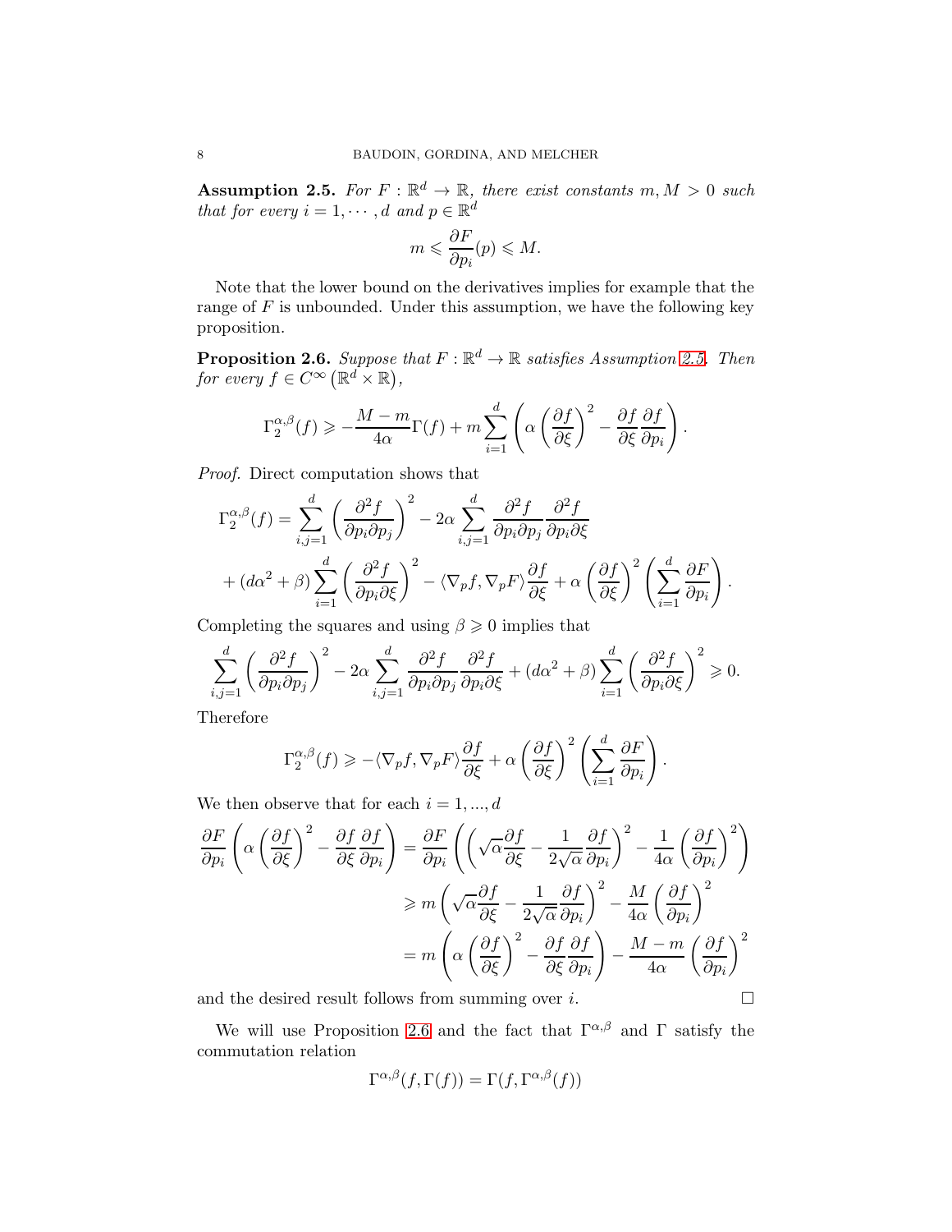**Assumption 2.5.** *For $F : \mathbb{R}^d \to \mathbb{R}$, there exist constants $m, M > 0$ such that for every $i = 1, \cdots, d$ and $p \in \mathbb{R}^d$*

$$m \leqslant \frac{\partial F}{\partial p_i}(p) \leqslant M.$$

Note that the lower bound on the derivatives implies for example that the range of $F$ is unbounded. Under this assumption, we have the following key proposition.

**Proposition 2.6.** *Suppose that $F : \mathbb{R}^d \to \mathbb{R}$ satisfies Assumption 2.5. Then for every $f \in C^\infty\left(\mathbb{R}^d \times \mathbb{R}\right)$,*

$$\Gamma_2^{\alpha,\beta}(f) \geqslant -\frac{M-m}{4\alpha}\Gamma(f) + m\sum_{i=1}^d \left(\alpha\left(\frac{\partial f}{\partial \xi}\right)^2 - \frac{\partial f}{\partial \xi}\frac{\partial f}{\partial p_i}\right).$$

*Proof.* Direct computation shows that

$$\begin{aligned}
\Gamma_2^{\alpha,\beta}(f) &= \sum_{i,j=1}^d \left(\frac{\partial^2 f}{\partial p_i \partial p_j}\right)^2 - 2\alpha \sum_{i,j=1}^d \frac{\partial^2 f}{\partial p_i \partial p_j}\frac{\partial^2 f}{\partial p_i \partial \xi} \\
&+ (d\alpha^2 + \beta)\sum_{i=1}^d \left(\frac{\partial^2 f}{\partial p_i \partial \xi}\right)^2 - \langle \nabla_p f, \nabla_p F\rangle \frac{\partial f}{\partial \xi} + \alpha\left(\frac{\partial f}{\partial \xi}\right)^2 \left(\sum_{i=1}^d \frac{\partial F}{\partial p_i}\right).
\end{aligned}$$

Completing the squares and using $\beta \geqslant 0$ implies that

$$\sum_{i,j=1}^d \left(\frac{\partial^2 f}{\partial p_i \partial p_j}\right)^2 - 2\alpha \sum_{i,j=1}^d \frac{\partial^2 f}{\partial p_i \partial p_j}\frac{\partial^2 f}{\partial p_i \partial \xi} + (d\alpha^2 + \beta)\sum_{i=1}^d \left(\frac{\partial^2 f}{\partial p_i \partial \xi}\right)^2 \geqslant 0.$$

Therefore

$$\Gamma_2^{\alpha,\beta}(f) \geqslant -\langle \nabla_p f, \nabla_p F\rangle \frac{\partial f}{\partial \xi} + \alpha\left(\frac{\partial f}{\partial \xi}\right)^2 \left(\sum_{i=1}^d \frac{\partial F}{\partial p_i}\right).$$

We then observe that for each $i = 1, ..., d$

$$\begin{aligned}
\frac{\partial F}{\partial p_i}\left(\alpha\left(\frac{\partial f}{\partial \xi}\right)^2 - \frac{\partial f}{\partial \xi}\frac{\partial f}{\partial p_i}\right) &= \frac{\partial F}{\partial p_i}\left(\left(\sqrt{\alpha}\frac{\partial f}{\partial \xi} - \frac{1}{2\sqrt{\alpha}}\frac{\partial f}{\partial p_i}\right)^2 - \frac{1}{4\alpha}\left(\frac{\partial f}{\partial p_i}\right)^2\right) \\
&\geqslant m\left(\sqrt{\alpha}\frac{\partial f}{\partial \xi} - \frac{1}{2\sqrt{\alpha}}\frac{\partial f}{\partial p_i}\right)^2 - \frac{M}{4\alpha}\left(\frac{\partial f}{\partial p_i}\right)^2 \\
&= m\left(\alpha\left(\frac{\partial f}{\partial \xi}\right)^2 - \frac{\partial f}{\partial \xi}\frac{\partial f}{\partial p_i}\right) - \frac{M-m}{4\alpha}\left(\frac{\partial f}{\partial p_i}\right)^2
\end{aligned}$$

and the desired result follows from summing over $i$. □

We will use Proposition 2.6 and the fact that $\Gamma^{\alpha,\beta}$ and $\Gamma$ satisfy the commutation relation

$$\Gamma^{\alpha,\beta}(f, \Gamma(f)) = \Gamma(f, \Gamma^{\alpha,\beta}(f))$$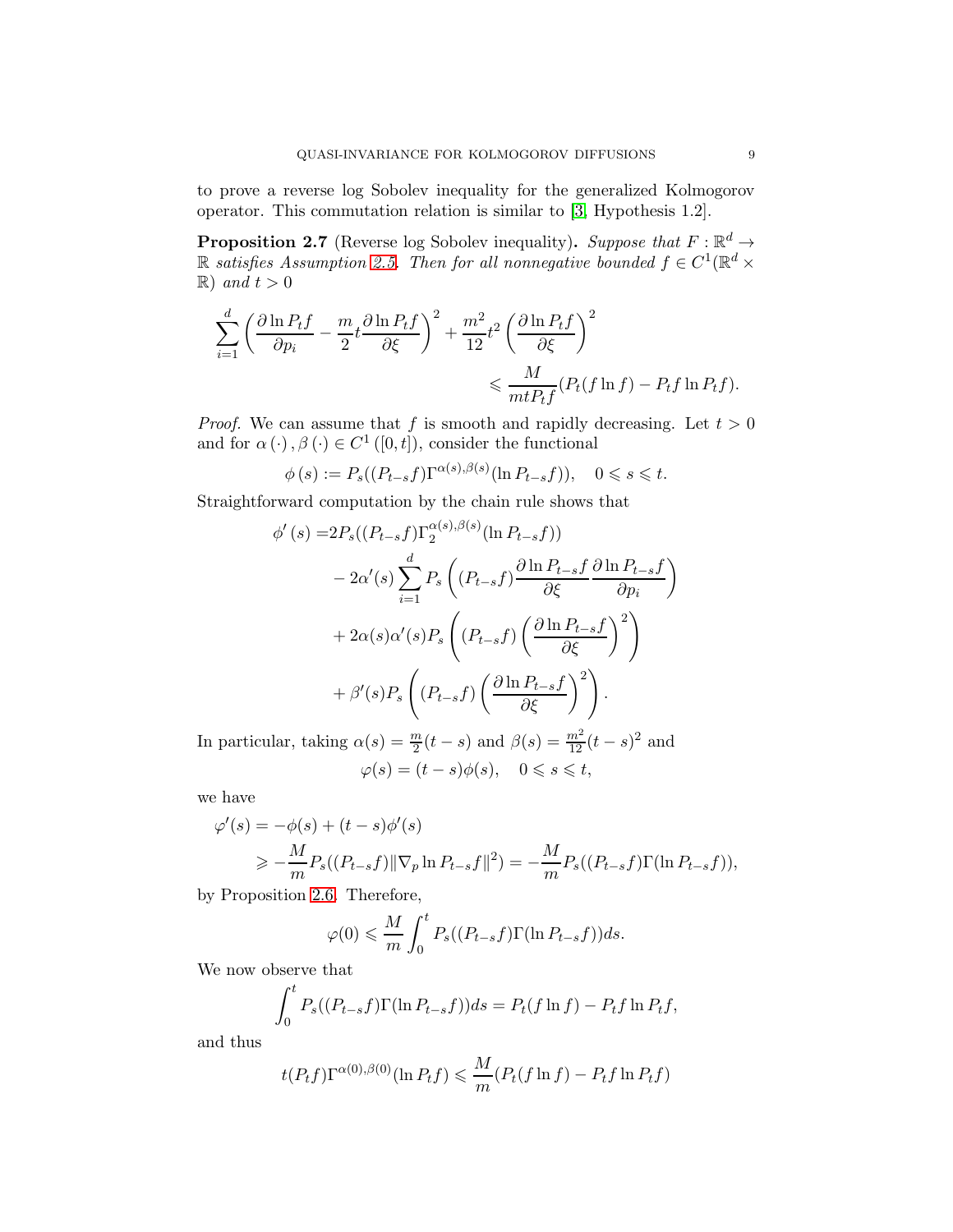to prove a reverse log Sobolev inequality for the generalized Kolmogorov operator. This commutation relation is similar to [3, Hypothesis 1.2].

**Proposition 2.7** (Reverse log Sobolev inequality)**.** *Suppose that $F : \mathbb{R}^d \to \mathbb{R}$ satisfies Assumption 2.5. Then for all nonnegative bounded $f \in C^1(\mathbb{R}^d \times \mathbb{R})$ and $t > 0$*

$$
\sum_{i=1}^{d} \left( \frac{\partial \ln P_t f}{\partial p_i} - \frac{m}{2} t \frac{\partial \ln P_t f}{\partial \xi} \right)^2 + \frac{m^2}{12} t^2 \left( \frac{\partial \ln P_t f}{\partial \xi} \right)^2 \leqslant \frac{M}{m t P_t f} (P_t(f \ln f) - P_t f \ln P_t f).
$$

*Proof.* We can assume that $f$ is smooth and rapidly decreasing. Let $t > 0$ and for $\alpha(\cdot), \beta(\cdot) \in C^1([0,t])$, consider the functional

$$
\phi(s) := P_s((P_{t-s} f) \Gamma^{\alpha(s), \beta(s)}(\ln P_{t-s} f)), \quad 0 \leqslant s \leqslant t.
$$

Straightforward computation by the chain rule shows that

$$
\begin{aligned}
\phi'(s) =& 2 P_s((P_{t-s} f) \Gamma_2^{\alpha(s), \beta(s)}(\ln P_{t-s} f)) \\
& - 2\alpha'(s) \sum_{i=1}^{d} P_s \left( (P_{t-s} f) \frac{\partial \ln P_{t-s} f}{\partial \xi} \frac{\partial \ln P_{t-s} f}{\partial p_i} \right) \\
& + 2\alpha(s)\alpha'(s) P_s \left( (P_{t-s} f) \left( \frac{\partial \ln P_{t-s} f}{\partial \xi} \right)^2 \right) \\
& + \beta'(s) P_s \left( (P_{t-s} f) \left( \frac{\partial \ln P_{t-s} f}{\partial \xi} \right)^2 \right).
\end{aligned}
$$

In particular, taking $\alpha(s) = \frac{m}{2}(t-s)$ and $\beta(s) = \frac{m^2}{12}(t-s)^2$ and

$$
\varphi(s) = (t-s)\phi(s), \quad 0 \leqslant s \leqslant t,
$$

we have

$$
\begin{aligned}
\varphi'(s) &= -\phi(s) + (t-s)\phi'(s) \\
&\geqslant -\frac{M}{m} P_s((P_{t-s} f) \|\nabla_p \ln P_{t-s} f\|^2) = -\frac{M}{m} P_s((P_{t-s} f) \Gamma(\ln P_{t-s} f)),
\end{aligned}
$$

by Proposition 2.6. Therefore,

$$
\varphi(0) \leqslant \frac{M}{m} \int_0^t P_s((P_{t-s} f) \Gamma(\ln P_{t-s} f)) ds.
$$

We now observe that

$$
\int_0^t P_s((P_{t-s} f) \Gamma(\ln P_{t-s} f)) ds = P_t(f \ln f) - P_t f \ln P_t f,
$$

and thus

$$
t(P_t f) \Gamma^{\alpha(0), \beta(0)}(\ln P_t f) \leqslant \frac{M}{m} (P_t(f \ln f) - P_t f \ln P_t f)
$$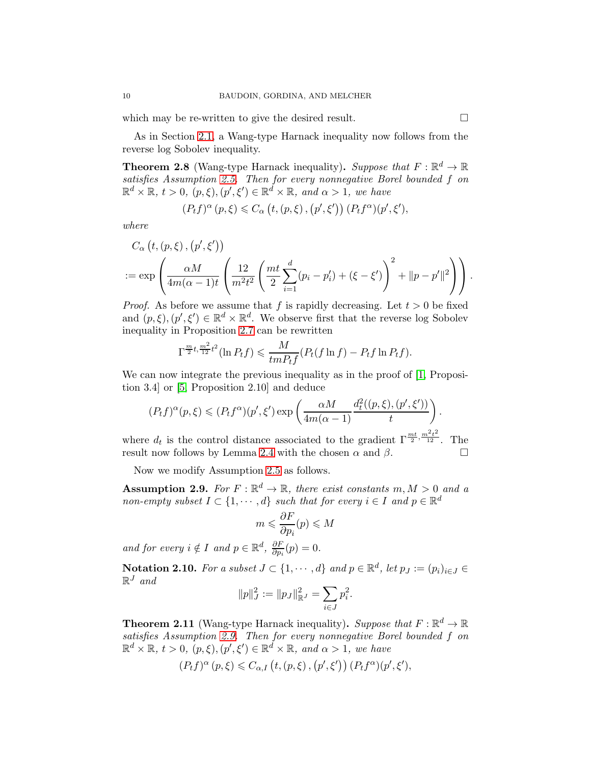which may be re-written to give the desired result. □

As in Section 2.1, a Wang-type Harnack inequality now follows from the reverse log Sobolev inequality.

**Theorem 2.8** (Wang-type Harnack inequality)**.** *Suppose that $F : \mathbb{R}^d \to \mathbb{R}$ satisfies Assumption 2.5. Then for every nonnegative Borel bounded $f$ on $\mathbb{R}^d \times \mathbb{R}$, $t > 0$, $(p, \xi), (p', \xi') \in \mathbb{R}^d \times \mathbb{R}$, and $\alpha > 1$, we have*

$$(P_t f)^\alpha (p, \xi) \leqslant C_\alpha \left(t, (p, \xi), (p', \xi')\right) (P_t f^\alpha)(p', \xi'),$$

*where*

$$\begin{aligned} &C_\alpha \left(t, (p, \xi), (p', \xi')\right) \\ &:= \exp\left( \frac{\alpha M}{4m(\alpha - 1)t} \left( \frac{12}{m^2 t^2} \left( \frac{mt}{2} \sum_{i=1}^d (p_i - p_i') + (\xi - \xi') \right)^2 + \|p - p'\|^2 \right) \right). \end{aligned}$$

*Proof.* As before we assume that $f$ is rapidly decreasing. Let $t > 0$ be fixed and $(p, \xi), (p', \xi') \in \mathbb{R}^d \times \mathbb{R}^d$. We observe first that the reverse log Sobolev inequality in Proposition 2.7 can be rewritten

$$\Gamma^{\frac{m}{2}t, \frac{m^2}{12}t^2}(\ln P_t f) \leqslant \frac{M}{tmP_t f}(P_t(f \ln f) - P_t f \ln P_t f).$$

We can now integrate the previous inequality as in the proof of [1, Proposition 3.4] or [5, Proposition 2.10] and deduce

$$(P_t f)^\alpha(p, \xi) \leqslant (P_t f^\alpha)(p', \xi') \exp\left( \frac{\alpha M}{4m(\alpha - 1)} \frac{d_t^2((p, \xi), (p', \xi'))}{t} \right).$$

where $d_t$ is the control distance associated to the gradient $\Gamma^{\frac{mt}{2}, \frac{m^2 t^2}{12}}$. The result now follows by Lemma 2.4 with the chosen $\alpha$ and $\beta$. □

Now we modify Assumption 2.5 as follows.

**Assumption 2.9.** *For $F : \mathbb{R}^d \to \mathbb{R}$, there exist constants $m, M > 0$ and a non-empty subset $I \subset \{1, \cdots, d\}$ such that for every $i \in I$ and $p \in \mathbb{R}^d$*

$$m \leqslant \frac{\partial F}{\partial p_i}(p) \leqslant M$$

*and for every $i \notin I$ and $p \in \mathbb{R}^d$, $\frac{\partial F}{\partial p_i}(p) = 0$.*

**Notation 2.10.** *For a subset $J \subset \{1, \cdots, d\}$ and $p \in \mathbb{R}^d$, let $p_J := (p_i)_{i \in J} \in \mathbb{R}^J$ and*

$$\|p\|_J^2 := \|p_J\|_{\mathbb{R}^J}^2 = \sum_{i \in J} p_i^2.$$

**Theorem 2.11** (Wang-type Harnack inequality)**.** *Suppose that $F : \mathbb{R}^d \to \mathbb{R}$ satisfies Assumption 2.9. Then for every nonnegative Borel bounded $f$ on $\mathbb{R}^d \times \mathbb{R}$, $t > 0$, $(p, \xi), (p', \xi') \in \mathbb{R}^d \times \mathbb{R}$, and $\alpha > 1$, we have*

$$(P_t f)^\alpha (p, \xi) \leqslant C_{\alpha, I} \left(t, (p, \xi), (p', \xi')\right) (P_t f^\alpha)(p', \xi'),$$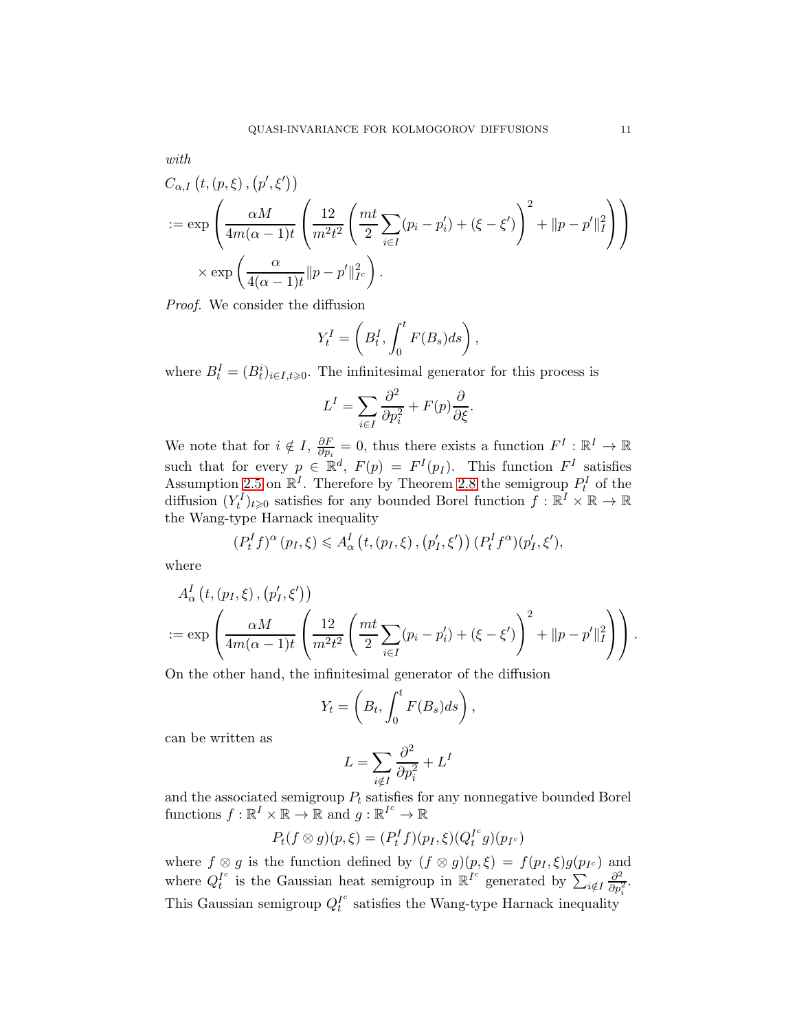*with*

$$
\begin{aligned}
&C_{\alpha,I}\left(t,(p,\xi),(p',\xi')\right) \\
&:= \exp\left(\frac{\alpha M}{4m(\alpha-1)t}\left(\frac{12}{m^2t^2}\left(\frac{mt}{2}\sum_{i\in I}(p_i-p_i')+(\xi-\xi')\right)^2+\|p-p'\|_I^2\right)\right) \\
&\quad\times \exp\left(\frac{\alpha}{4(\alpha-1)t}\|p-p'\|_{I^c}^2\right).
\end{aligned}
$$

*Proof.* We consider the diffusion

$$
Y_t^I=\left(B_t^I,\int_0^t F(B_s)ds\right),
$$

where $B_t^I=(B_t^i)_{i\in I,t\geqslant 0}$. The infinitesimal generator for this process is

$$
L^I=\sum_{i\in I}\frac{\partial^2}{\partial p_i^2}+F(p)\frac{\partial}{\partial \xi}.
$$

We note that for $i\notin I$, $\frac{\partial F}{\partial p_i}=0$, thus there exists a function $F^I:\mathbb{R}^I\to\mathbb{R}$ such that for every $p\in\mathbb{R}^d$, $F(p)=F^I(p_I)$. This function $F^I$ satisfies Assumption 2.5 on $\mathbb{R}^I$. Therefore by Theorem 2.8 the semigroup $P_t^I$ of the diffusion $(Y_t^I)_{t\geqslant 0}$ satisfies for any bounded Borel function $f:\mathbb{R}^I\times\mathbb{R}\to\mathbb{R}$ the Wang-type Harnack inequality

$$
(P_t^If)^\alpha(p_I,\xi)\leqslant A_\alpha^I\left(t,(p_I,\xi),(p_I',\xi')\right)(P_t^If^\alpha)(p_I',\xi'),
$$

where

$$
\begin{aligned}
&A_\alpha^I\left(t,(p_I,\xi),(p_I',\xi')\right) \\
&:= \exp\left(\frac{\alpha M}{4m(\alpha-1)t}\left(\frac{12}{m^2t^2}\left(\frac{mt}{2}\sum_{i\in I}(p_i-p_i')+(\xi-\xi')\right)^2+\|p-p'\|_I^2\right)\right).
\end{aligned}
$$

On the other hand, the infinitesimal generator of the diffusion

$$
Y_t=\left(B_t,\int_0^t F(B_s)ds\right),
$$

can be written as

$$
L=\sum_{i\notin I}\frac{\partial^2}{\partial p_i^2}+L^I
$$

and the associated semigroup $P_t$ satisfies for any nonnegative bounded Borel functions $f:\mathbb{R}^I\times\mathbb{R}\to\mathbb{R}$ and $g:\mathbb{R}^{I^c}\to\mathbb{R}$

$$
P_t(f\otimes g)(p,\xi)=(P_t^If)(p_I,\xi)(Q_t^{I^c}g)(p_{I^c})
$$

where $f\otimes g$ is the function defined by $(f\otimes g)(p,\xi)=f(p_I,\xi)g(p_{I^c})$ and where $Q_t^{I^c}$ is the Gaussian heat semigroup in $\mathbb{R}^{I^c}$ generated by $\sum_{i\notin I}\frac{\partial^2}{\partial p_i^2}$. This Gaussian semigroup $Q_t^{I^c}$ satisfies the Wang-type Harnack inequality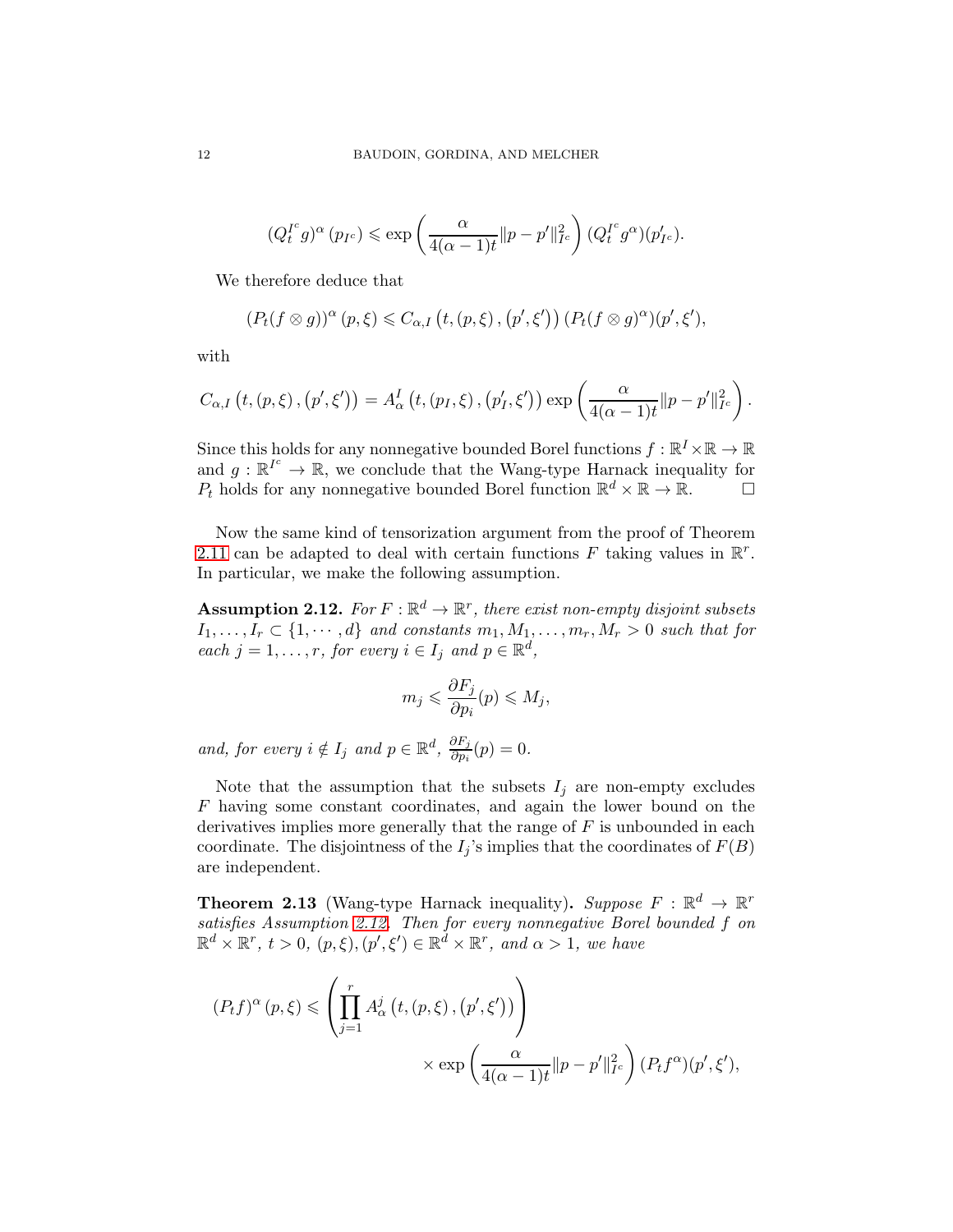$$(Q_t^{I^c} g)^\alpha (p_{I^c}) \leqslant \exp\left(\frac{\alpha}{4(\alpha-1)t}\|p-p'\|_{I^c}^2\right)(Q_t^{I^c} g^\alpha)(p'_{I^c}).$$

We therefore deduce that

$$(P_t(f\otimes g))^\alpha (p,\xi) \leqslant C_{\alpha,I}\left(t,(p,\xi),(p',\xi')\right)(P_t(f\otimes g)^\alpha)(p',\xi'),$$

with

$$C_{\alpha,I}\left(t,(p,\xi),(p',\xi')\right) = A_\alpha^I\left(t,(p_I,\xi),(p'_I,\xi')\right)\exp\left(\frac{\alpha}{4(\alpha-1)t}\|p-p'\|_{I^c}^2\right).$$

Since this holds for any nonnegative bounded Borel functions $f:\mathbb{R}^I\times\mathbb{R}\to\mathbb{R}$ and $g:\mathbb{R}^{I^c}\to\mathbb{R}$, we conclude that the Wang-type Harnack inequality for $P_t$ holds for any nonnegative bounded Borel function $\mathbb{R}^d\times\mathbb{R}\to\mathbb{R}$. □

Now the same kind of tensorization argument from the proof of Theorem 2.11 can be adapted to deal with certain functions $F$ taking values in $\mathbb{R}^r$. In particular, we make the following assumption.

**Assumption 2.12.** *For $F:\mathbb{R}^d\to\mathbb{R}^r$, there exist non-empty disjoint subsets $I_1,\ldots,I_r\subset\{1,\cdots,d\}$ and constants $m_1,M_1,\ldots,m_r,M_r>0$ such that for each $j=1,\ldots,r$, for every $i\in I_j$ and $p\in\mathbb{R}^d$,*

$$m_j\leqslant\frac{\partial F_j}{\partial p_i}(p)\leqslant M_j,$$

*and, for every $i\notin I_j$ and $p\in\mathbb{R}^d$, $\frac{\partial F_j}{\partial p_i}(p)=0$.*

Note that the assumption that the subsets $I_j$ are non-empty excludes $F$ having some constant coordinates, and again the lower bound on the derivatives implies more generally that the range of $F$ is unbounded in each coordinate. The disjointness of the $I_j$'s implies that the coordinates of $F(B)$ are independent.

**Theorem 2.13** (Wang-type Harnack inequality)**.** *Suppose $F:\mathbb{R}^d\to\mathbb{R}^r$ satisfies Assumption 2.12. Then for every nonnegative Borel bounded $f$ on $\mathbb{R}^d\times\mathbb{R}^r$, $t>0$, $(p,\xi),(p',\xi')\in\mathbb{R}^d\times\mathbb{R}^r$, and $\alpha>1$, we have*

$$(P_tf)^\alpha(p,\xi)\leqslant\left(\prod_{j=1}^r A_\alpha^j\left(t,(p,\xi),(p',\xi')\right)\right)\times\exp\left(\frac{\alpha}{4(\alpha-1)t}\|p-p'\|_{I^c}^2\right)(P_tf^\alpha)(p',\xi'),$$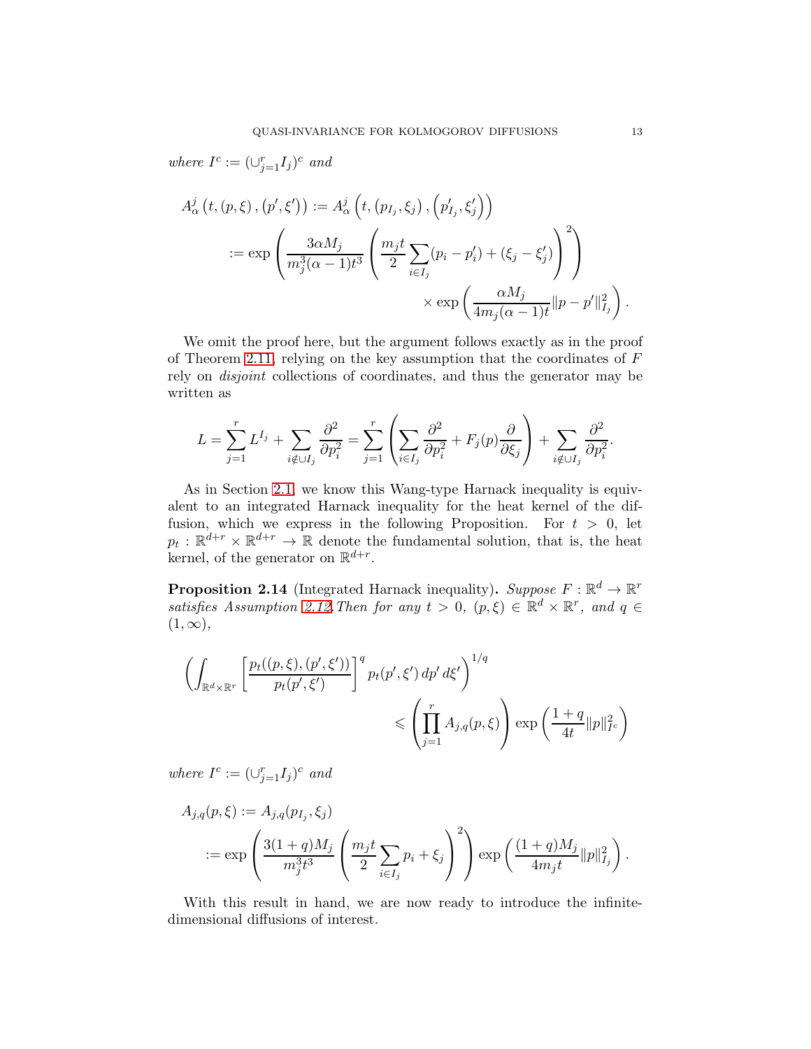*where* $I^c := (\cup_{j=1}^r I_j)^c$ *and*

$$
\begin{aligned}
A_\alpha^j\left(t,(p,\xi),(p',\xi')\right) &:= A_\alpha^j\left(t,\left(p_{I_j},\xi_j\right),\left(p'_{I_j},\xi'_j\right)\right) \\
&:= \exp\left(\frac{3\alpha M_j}{m_j^3(\alpha-1)t^3}\left(\frac{m_j t}{2}\sum_{i\in I_j}(p_i-p'_i)+(\xi_j-\xi'_j)\right)^2\right) \\
&\qquad\qquad \times \exp\left(\frac{\alpha M_j}{4m_j(\alpha-1)t}\|p-p'\|_{I_j}^2\right).
\end{aligned}
$$

We omit the proof here, but the argument follows exactly as in the proof of Theorem 2.11, relying on the key assumption that the coordinates of $F$ rely on *disjoint* collections of coordinates, and thus the generator may be written as

$$
L = \sum_{j=1}^r L^{I_j} + \sum_{i\notin \cup I_j}\frac{\partial^2}{\partial p_i^2} = \sum_{j=1}^r\left(\sum_{i\in I_j}\frac{\partial^2}{\partial p_i^2}+F_j(p)\frac{\partial}{\partial \xi_j}\right)+\sum_{i\notin\cup I_j}\frac{\partial^2}{\partial p_i^2}.
$$

As in Section 2.1, we know this Wang-type Harnack inequality is equivalent to an integrated Harnack inequality for the heat kernel of the diffusion, which we express in the following Proposition. For $t>0$, let $p_t:\mathbb{R}^{d+r}\times\mathbb{R}^{d+r}\to\mathbb{R}$ denote the fundamental solution, that is, the heat kernel, of the generator on $\mathbb{R}^{d+r}$.

**Proposition 2.14** (Integrated Harnack inequality)**.** *Suppose* $F:\mathbb{R}^d\to\mathbb{R}^r$ *satisfies Assumption 2.12.Then for any* $t>0$*,* $(p,\xi)\in\mathbb{R}^d\times\mathbb{R}^r$*, and* $q\in(1,\infty)$*,*

$$
\left(\int_{\mathbb{R}^d\times\mathbb{R}^r}\left[\frac{p_t((p,\xi),(p',\xi'))}{p_t(p',\xi')}\right]^q p_t(p',\xi')\,dp'\,d\xi'\right)^{1/q} \leqslant \left(\prod_{j=1}^r A_{j,q}(p,\xi)\right)\exp\left(\frac{1+q}{4t}\|p\|_{I^c}^2\right)
$$

*where* $I^c := (\cup_{j=1}^r I_j)^c$ *and*

$$
\begin{aligned}
A_{j,q}(p,\xi) &:= A_{j,q}(p_{I_j},\xi_j) \\
&:= \exp\left(\frac{3(1+q)M_j}{m_j^3t^3}\left(\frac{m_j t}{2}\sum_{i\in I_j}p_i+\xi_j\right)^2\right)\exp\left(\frac{(1+q)M_j}{4m_jt}\|p\|_{I_j}^2\right).
\end{aligned}
$$

With this result in hand, we are now ready to introduce the infinite-dimensional diffusions of interest.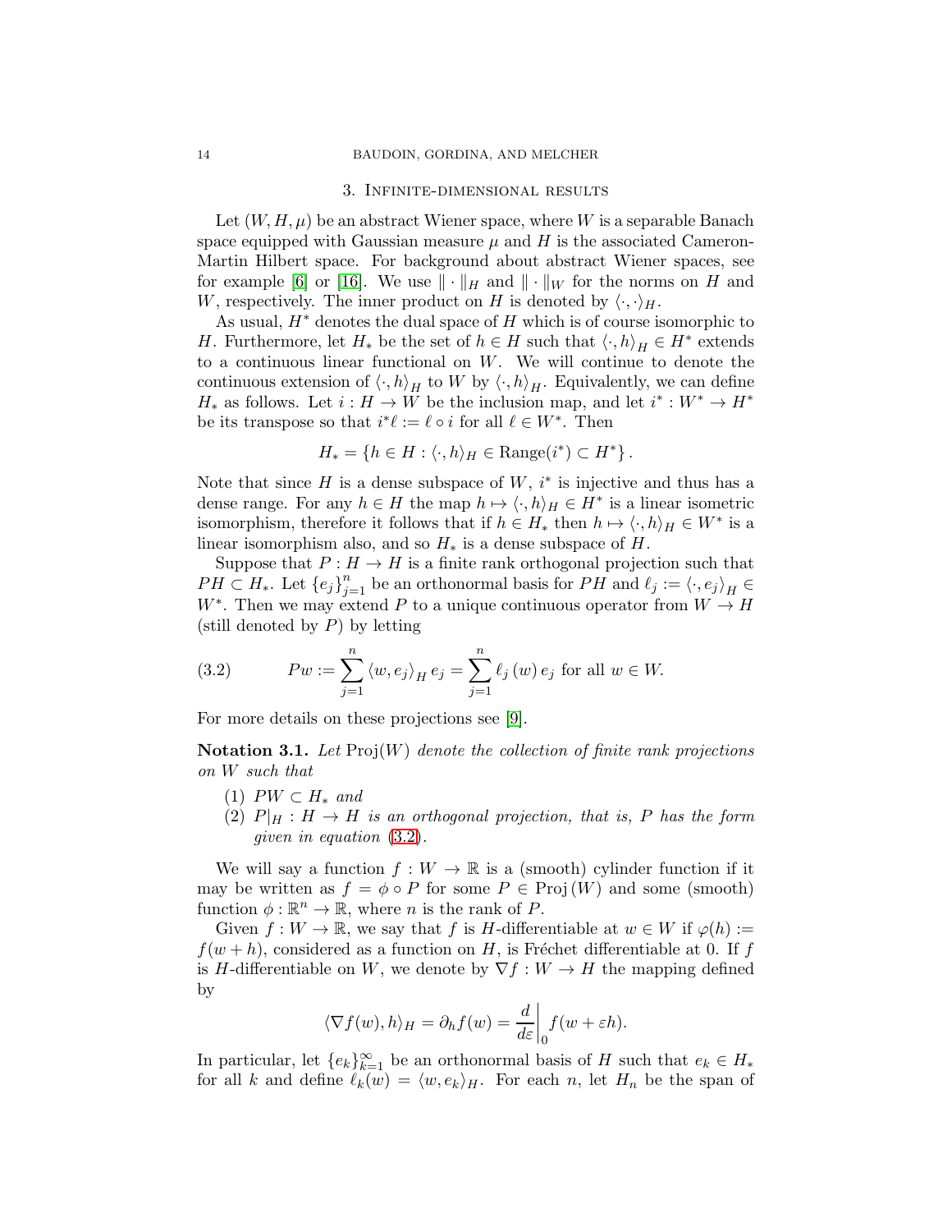## 3. Infinite-dimensional results

Let $(W, H, \mu)$ be an abstract Wiener space, where $W$ is a separable Banach space equipped with Gaussian measure $\mu$ and $H$ is the associated Cameron-Martin Hilbert space. For background about abstract Wiener spaces, see for example [6] or [16]. We use $\|\cdot\|_H$ and $\|\cdot\|_W$ for the norms on $H$ and $W$, respectively. The inner product on $H$ is denoted by $\langle\cdot,\cdot\rangle_H$.

As usual, $H^*$ denotes the dual space of $H$ which is of course isomorphic to $H$. Furthermore, let $H_*$ be the set of $h \in H$ such that $\langle\cdot, h\rangle_H \in H^*$ extends to a continuous linear functional on $W$. We will continue to denote the continuous extension of $\langle\cdot, h\rangle_H$ to $W$ by $\langle\cdot, h\rangle_H$. Equivalently, we can define $H_*$ as follows. Let $i : H \to W$ be the inclusion map, and let $i^* : W^* \to H^*$ be its transpose so that $i^*\ell := \ell \circ i$ for all $\ell \in W^*$. Then

$$H_* = \{h \in H : \langle\cdot, h\rangle_H \in \mathrm{Range}(i^*) \subset H^*\}.$$

Note that since $H$ is a dense subspace of $W$, $i^*$ is injective and thus has a dense range. For any $h \in H$ the map $h \mapsto \langle\cdot, h\rangle_H \in H^*$ is a linear isometric isomorphism, therefore it follows that if $h \in H_*$ then $h \mapsto \langle\cdot, h\rangle_H \in W^*$ is a linear isomorphism also, and so $H_*$ is a dense subspace of $H$.

Suppose that $P : H \to H$ is a finite rank orthogonal projection such that $PH \subset H_*$. Let $\{e_j\}_{j=1}^n$ be an orthonormal basis for $PH$ and $\ell_j := \langle\cdot, e_j\rangle_H \in W^*$. Then we may extend $P$ to a unique continuous operator from $W \to H$ (still denoted by $P$) by letting

$$Pw := \sum_{j=1}^{n} \langle w, e_j\rangle_H\, e_j = \sum_{j=1}^{n} \ell_j(w)\, e_j \text{ for all } w \in W. \tag{3.2}$$

For more details on these projections see [9].

**Notation 3.1.** *Let* $\mathrm{Proj}(W)$ *denote the collection of finite rank projections on* $W$ *such that*

1. $PW \subset H_*$ *and*
2. $P|_H : H \to H$ *is an orthogonal projection, that is,* $P$ *has the form given in equation* (3.2).

We will say a function $f : W \to \mathbb{R}$ is a (smooth) cylinder function if it may be written as $f = \phi \circ P$ for some $P \in \mathrm{Proj}(W)$ and some (smooth) function $\phi : \mathbb{R}^n \to \mathbb{R}$, where $n$ is the rank of $P$.

Given $f : W \to \mathbb{R}$, we say that $f$ is $H$-differentiable at $w \in W$ if $\varphi(h) := f(w + h)$, considered as a function on $H$, is Fréchet differentiable at 0. If $f$ is $H$-differentiable on $W$, we denote by $\nabla f : W \to H$ the mapping defined by

$$\langle \nabla f(w), h\rangle_H = \partial_h f(w) = \left.\frac{d}{d\varepsilon}\right|_0 f(w + \varepsilon h).$$

In particular, let $\{e_k\}_{k=1}^\infty$ be an orthonormal basis of $H$ such that $e_k \in H_*$ for all $k$ and define $\ell_k(w) = \langle w, e_k\rangle_H$. For each $n$, let $H_n$ be the span of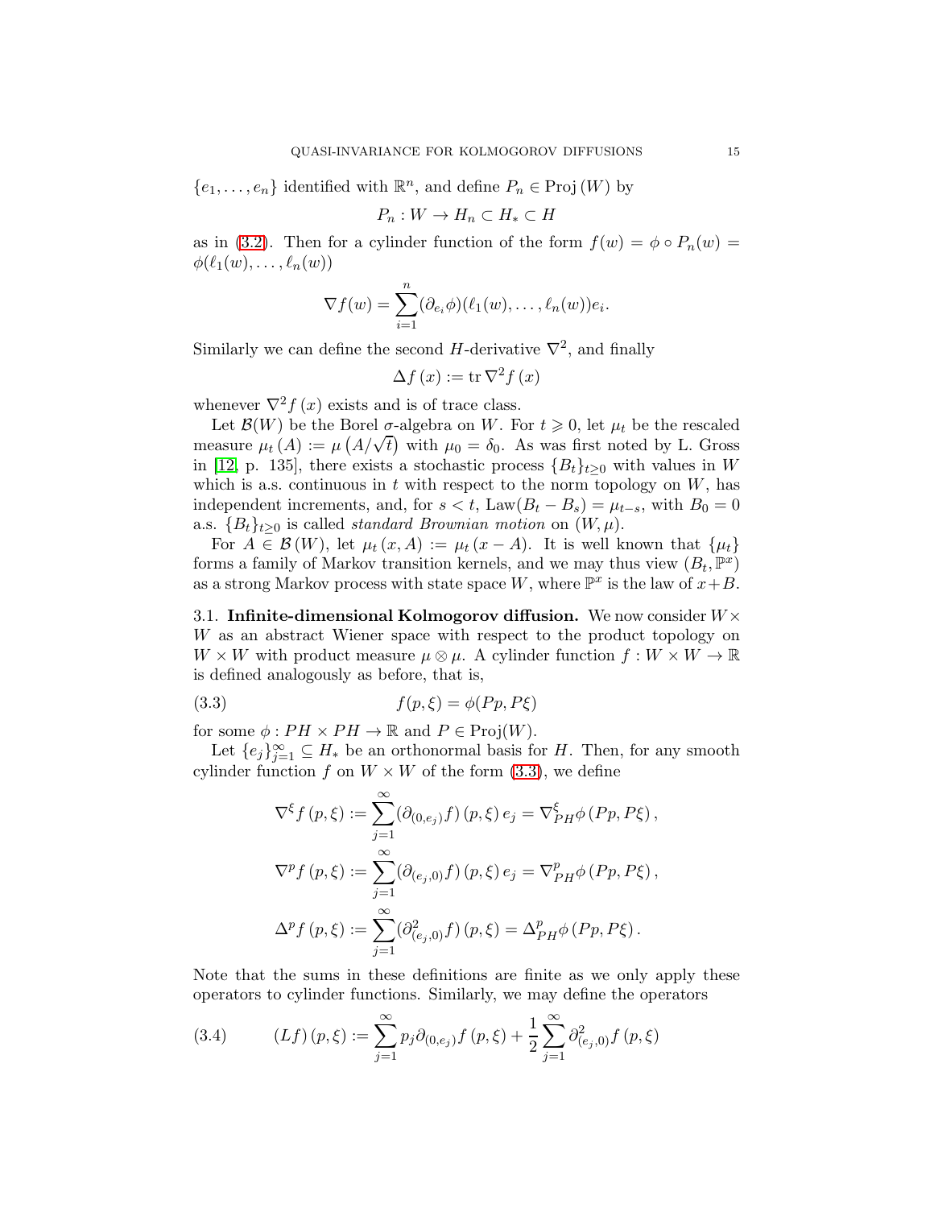$\{e_1, \ldots, e_n\}$ identified with $\mathbb{R}^n$, and define $P_n \in \operatorname{Proj}(W)$ by

$$P_n : W \to H_n \subset H_* \subset H$$

as in (3.2). Then for a cylinder function of the form $f(w) = \phi \circ P_n(w) = \phi(\ell_1(w), \ldots, \ell_n(w))$

$$\nabla f(w) = \sum_{i=1}^{n} (\partial_{e_i}\phi)(\ell_1(w), \ldots, \ell_n(w)) e_i.$$

Similarly we can define the second $H$-derivative $\nabla^2$, and finally

$$\Delta f(x) := \operatorname{tr} \nabla^2 f(x)$$

whenever $\nabla^2 f(x)$ exists and is of trace class.

Let $\mathcal{B}(W)$ be the Borel $\sigma$-algebra on $W$. For $t \geqslant 0$, let $\mu_t$ be the rescaled measure $\mu_t(A) := \mu\left(A/\sqrt{t}\right)$ with $\mu_0 = \delta_0$. As was first noted by L. Gross in [12, p. 135], there exists a stochastic process $\{B_t\}_{t\geq 0}$ with values in $W$ which is a.s. continuous in $t$ with respect to the norm topology on $W$, has independent increments, and, for $s < t$, $\operatorname{Law}(B_t - B_s) = \mu_{t-s}$, with $B_0 = 0$ a.s. $\{B_t\}_{t\geq 0}$ is called *standard Brownian motion* on $(W, \mu)$.

For $A \in \mathcal{B}(W)$, let $\mu_t(x, A) := \mu_t(x - A)$. It is well known that $\{\mu_t\}$ forms a family of Markov transition kernels, and we may thus view $(B_t, \mathbb{P}^x)$ as a strong Markov process with state space $W$, where $\mathbb{P}^x$ is the law of $x + B$.

### 3.1. Infinite-dimensional Kolmogorov diffusion.

We now consider $W \times W$ as an abstract Wiener space with respect to the product topology on $W \times W$ with product measure $\mu \otimes \mu$. A cylinder function $f : W \times W \to \mathbb{R}$ is defined analogously as before, that is,

$$f(p, \xi) = \phi(Pp, P\xi) \tag{3.3}$$

for some $\phi : PH \times PH \to \mathbb{R}$ and $P \in \operatorname{Proj}(W)$.

Let $\{e_j\}_{j=1}^{\infty} \subseteq H_*$ be an orthonormal basis for $H$. Then, for any smooth cylinder function $f$ on $W \times W$ of the form (3.3), we define

$$\begin{aligned}
\nabla^{\xi} f(p, \xi) &:= \sum_{j=1}^{\infty} (\partial_{(0,e_j)} f)(p, \xi)\, e_j = \nabla^{\xi}_{PH} \phi(Pp, P\xi), \\
\nabla^{p} f(p, \xi) &:= \sum_{j=1}^{\infty} (\partial_{(e_j,0)} f)(p, \xi)\, e_j = \nabla^{p}_{PH} \phi(Pp, P\xi), \\
\Delta^{p} f(p, \xi) &:= \sum_{j=1}^{\infty} (\partial^2_{(e_j,0)} f)(p, \xi) = \Delta^{p}_{PH} \phi(Pp, P\xi).
\end{aligned}$$

Note that the sums in these definitions are finite as we only apply these operators to cylinder functions. Similarly, we may define the operators

$$(Lf)(p, \xi) := \sum_{j=1}^{\infty} p_j \partial_{(0,e_j)} f(p, \xi) + \frac{1}{2} \sum_{j=1}^{\infty} \partial^2_{(e_j,0)} f(p, \xi) \tag{3.4}$$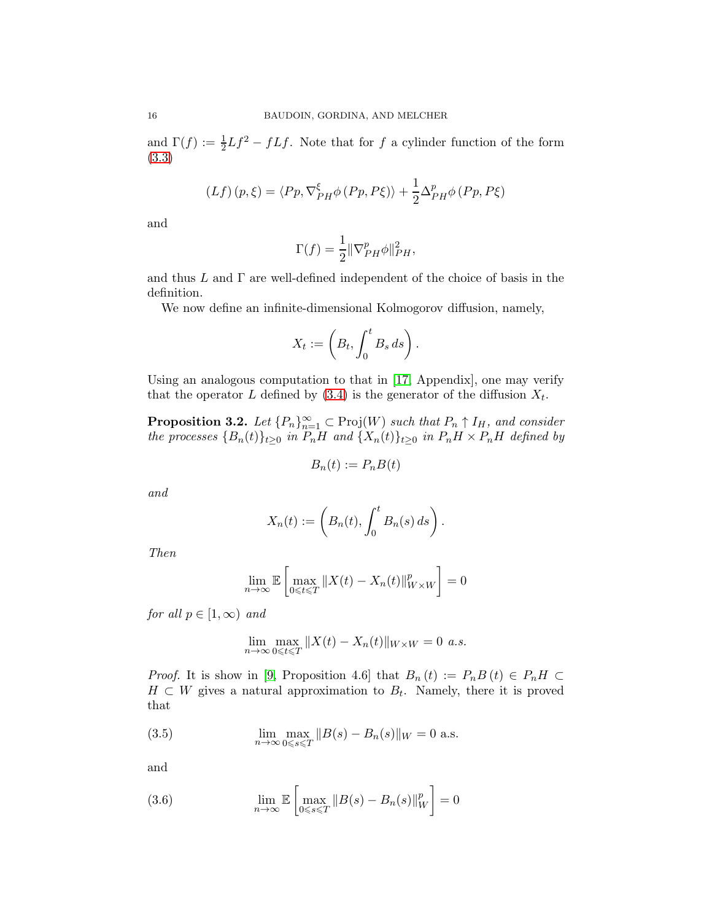and $\Gamma(f) := \frac{1}{2}Lf^2 - fLf$. Note that for $f$ a cylinder function of the form (3.3)

$$(Lf)(p,\xi) = \langle Pp, \nabla^{\xi}_{PH}\phi(Pp, P\xi)\rangle + \frac{1}{2}\Delta^{p}_{PH}\phi(Pp, P\xi)$$

and

$$\Gamma(f) = \frac{1}{2}\|\nabla^{p}_{PH}\phi\|^2_{PH},$$

and thus $L$ and $\Gamma$ are well-defined independent of the choice of basis in the definition.

We now define an infinite-dimensional Kolmogorov diffusion, namely,

$$X_t := \left(B_t, \int_0^t B_s\, ds\right).$$

Using an analogous computation to that in [17, Appendix], one may verify that the operator $L$ defined by (3.4) is the generator of the diffusion $X_t$.

**Proposition 3.2.** *Let $\{P_n\}_{n=1}^{\infty} \subset \mathrm{Proj}(W)$ such that $P_n \uparrow I_H$, and consider the processes $\{B_n(t)\}_{t\geq 0}$ in $P_nH$ and $\{X_n(t)\}_{t\geq 0}$ in $P_nH \times P_nH$ defined by*

$$B_n(t) := P_nB(t)$$

*and*

$$X_n(t) := \left(B_n(t), \int_0^t B_n(s)\, ds\right).$$

*Then*

$$\lim_{n\to\infty} \mathbb{E}\left[\max_{0\leqslant t\leqslant T} \|X(t) - X_n(t)\|^p_{W\times W}\right] = 0$$

*for all $p \in [1,\infty)$ and*

$$\lim_{n\to\infty} \max_{0\leqslant t\leqslant T} \|X(t) - X_n(t)\|_{W\times W} = 0 \text{ a.s.}$$

*Proof.* It is show in [9, Proposition 4.6] that $B_n(t) := P_nB(t) \in P_nH \subset H \subset W$ gives a natural approximation to $B_t$. Namely, there it is proved that

$$\lim_{n\to\infty} \max_{0\leqslant s\leqslant T} \|B(s) - B_n(s)\|_W = 0 \text{ a.s.} \tag{3.5}$$

and

$$\lim_{n\to\infty} \mathbb{E}\left[\max_{0\leqslant s\leqslant T} \|B(s) - B_n(s)\|^p_W\right] = 0 \tag{3.6}$$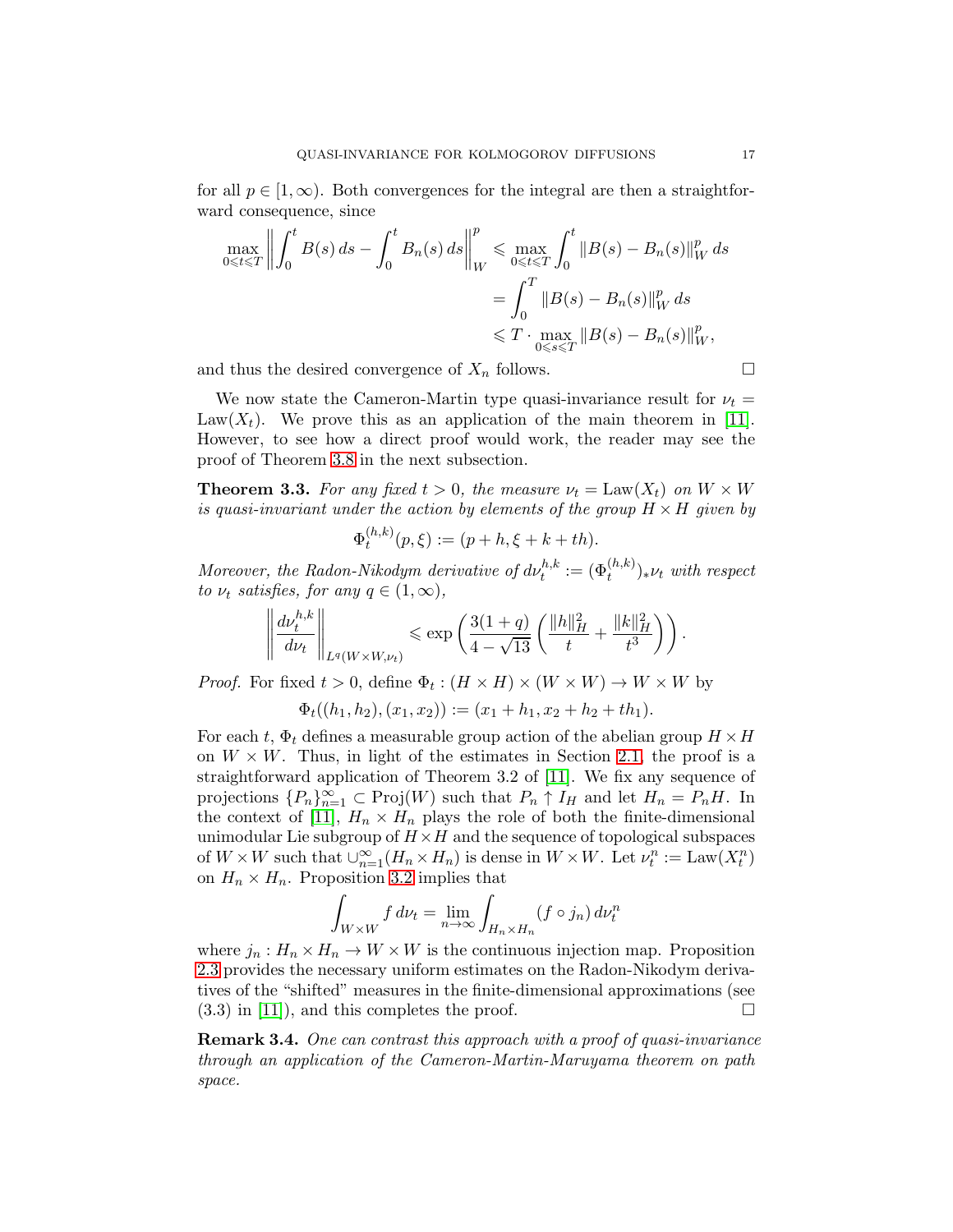for all $p \in [1, \infty)$. Both convergences for the integral are then a straightforward consequence, since

$$
\begin{aligned}
\max_{0\leqslant t\leqslant T} \left\| \int_0^t B(s)\,ds - \int_0^t B_n(s)\,ds \right\|_W^p &\leqslant \max_{0\leqslant t\leqslant T} \int_0^t \|B(s) - B_n(s)\|_W^p\,ds \\
&= \int_0^T \|B(s) - B_n(s)\|_W^p\,ds \\
&\leqslant T \cdot \max_{0\leqslant s\leqslant T} \|B(s) - B_n(s)\|_W^p,
\end{aligned}
$$

and thus the desired convergence of $X_n$ follows. □

We now state the Cameron-Martin type quasi-invariance result for $\nu_t = \mathrm{Law}(X_t)$. We prove this as an application of the main theorem in [11]. However, to see how a direct proof would work, the reader may see the proof of Theorem 3.8 in the next subsection.

**Theorem 3.3.** *For any fixed $t > 0$, the measure $\nu_t = \mathrm{Law}(X_t)$ on $W \times W$ is quasi-invariant under the action by elements of the group $H \times H$ given by*

$$
\Phi_t^{(h,k)}(p, \xi) := (p + h, \xi + k + th).
$$

*Moreover, the Radon-Nikodym derivative of $d\nu_t^{h,k} := (\Phi_t^{(h,k)})_*\nu_t$ with respect to $\nu_t$ satisfies, for any $q \in (1, \infty)$,*

$$
\left\| \frac{d\nu_t^{h,k}}{d\nu_t} \right\|_{L^q(W\times W, \nu_t)} \leqslant \exp\left( \frac{3(1+q)}{4 - \sqrt{13}} \left( \frac{\|h\|_H^2}{t} + \frac{\|k\|_H^2}{t^3} \right) \right).
$$

*Proof.* For fixed $t > 0$, define $\Phi_t : (H \times H) \times (W \times W) \to W \times W$ by

$$
\Phi_t((h_1, h_2), (x_1, x_2)) := (x_1 + h_1, x_2 + h_2 + th_1).
$$

For each $t$, $\Phi_t$ defines a measurable group action of the abelian group $H \times H$ on $W \times W$. Thus, in light of the estimates in Section 2.1, the proof is a straightforward application of Theorem 3.2 of [11]. We fix any sequence of projections $\{P_n\}_{n=1}^\infty \subset \mathrm{Proj}(W)$ such that $P_n \uparrow I_H$ and let $H_n = P_n H$. In the context of [11], $H_n \times H_n$ plays the role of both the finite-dimensional unimodular Lie subgroup of $H \times H$ and the sequence of topological subspaces of $W \times W$ such that $\cup_{n=1}^\infty (H_n \times H_n)$ is dense in $W \times W$. Let $\nu_t^n := \mathrm{Law}(X_t^n)$ on $H_n \times H_n$. Proposition 3.2 implies that

$$
\int_{W\times W} f\,d\nu_t = \lim_{n\to\infty} \int_{H_n\times H_n} (f \circ j_n)\,d\nu_t^n
$$

where $j_n : H_n \times H_n \to W \times W$ is the continuous injection map. Proposition 2.3 provides the necessary uniform estimates on the Radon-Nikodym derivatives of the "shifted" measures in the finite-dimensional approximations (see (3.3) in [11]), and this completes the proof. □

**Remark 3.4.** *One can contrast this approach with a proof of quasi-invariance through an application of the Cameron-Martin-Maruyama theorem on path space.*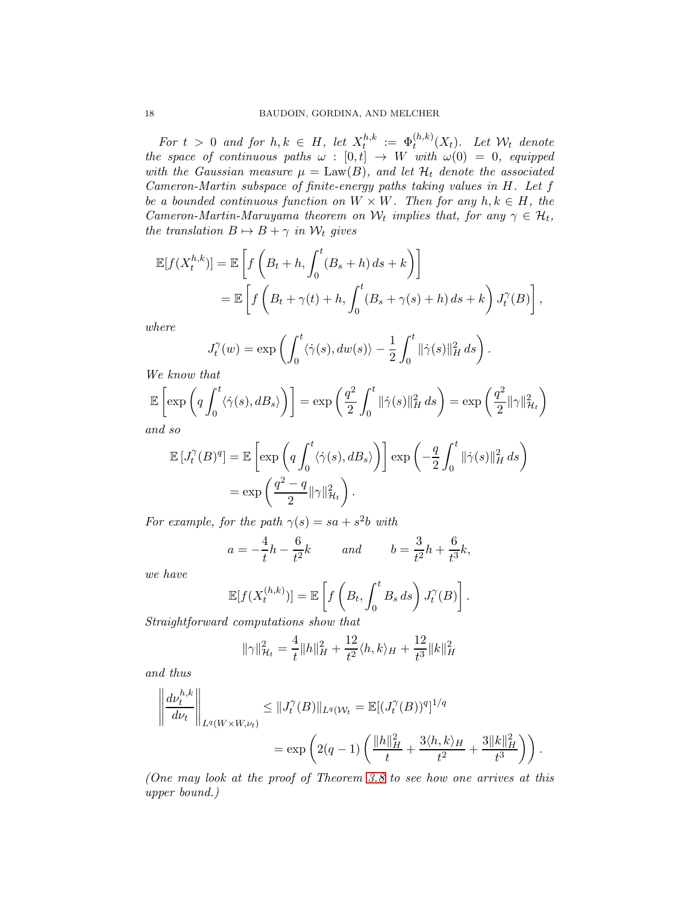*For $t > 0$ and for $h, k \in H$, let $X_t^{h,k} := \Phi_t^{(h,k)}(X_t)$. Let $\mathcal{W}_t$ denote the space of continuous paths $\omega : [0,t] \to W$ with $\omega(0) = 0$, equipped with the Gaussian measure $\mu = \mathrm{Law}(B)$, and let $\mathcal{H}_t$ denote the associated Cameron-Martin subspace of finite-energy paths taking values in $H$. Let $f$ be a bounded continuous function on $W \times W$. Then for any $h, k \in H$, the Cameron-Martin-Maruyama theorem on $\mathcal{W}_t$ implies that, for any $\gamma \in \mathcal{H}_t$, the translation $B \mapsto B + \gamma$ in $\mathcal{W}_t$ gives*

$$
\begin{aligned}
\mathbb{E}[f(X_t^{h,k})] &= \mathbb{E}\left[f\left(B_t + h, \int_0^t (B_s + h)\, ds + k\right)\right] \\
&= \mathbb{E}\left[f\left(B_t + \gamma(t) + h, \int_0^t (B_s + \gamma(s) + h)\, ds + k\right) J_t^\gamma(B)\right],
\end{aligned}
$$

*where*

$$
J_t^\gamma(w) = \exp\left(\int_0^t \langle \dot\gamma(s), dw(s)\rangle - \frac{1}{2}\int_0^t \|\dot\gamma(s)\|_H^2\, ds\right).
$$

*We know that*

$$
\mathbb{E}\left[\exp\left(q\int_0^t \langle\dot\gamma(s), dB_s\rangle\right)\right] = \exp\left(\frac{q^2}{2}\int_0^t \|\dot\gamma(s)\|_H^2\, ds\right) = \exp\left(\frac{q^2}{2}\|\gamma\|_{\mathcal{H}_t}^2\right)
$$

*and so*

$$
\begin{aligned}
\mathbb{E}\left[J_t^\gamma(B)^q\right] &= \mathbb{E}\left[\exp\left(q\int_0^t \langle\dot\gamma(s), dB_s\rangle\right)\right]\exp\left(-\frac{q}{2}\int_0^t \|\dot\gamma(s)\|_H^2\, ds\right) \\
&= \exp\left(\frac{q^2 - q}{2}\|\gamma\|_{\mathcal{H}_t}^2\right).
\end{aligned}
$$

*For example, for the path $\gamma(s) = sa + s^2 b$ with*

$$
a = -\frac{4}{t}h - \frac{6}{t^2}k \qquad \textit{and} \qquad b = \frac{3}{t^2}h + \frac{6}{t^3}k,
$$

*we have*

$$
\mathbb{E}[f(X_t^{(h,k)})] = \mathbb{E}\left[f\left(B_t, \int_0^t B_s\, ds\right) J_t^\gamma(B)\right].
$$

*Straightforward computations show that*

$$
\|\gamma\|_{\mathcal{H}_t}^2 = \frac{4}{t}\|h\|_H^2 + \frac{12}{t^2}\langle h, k\rangle_H + \frac{12}{t^3}\|k\|_H^2
$$

*and thus*

$$
\begin{aligned}
\left\|\frac{d\nu_t^{h,k}}{d\nu_t}\right\|_{L^q(W\times W, \nu_t)} &\leq \|J_t^\gamma(B)\|_{L^q(\mathcal{W}_t)} = \mathbb{E}[(J_t^\gamma(B))^q]^{1/q} \\
&= \exp\left(2(q-1)\left(\frac{\|h\|_H^2}{t} + \frac{3\langle h, k\rangle_H}{t^2} + \frac{3\|k\|_H^2}{t^3}\right)\right).
\end{aligned}
$$

*(One may look at the proof of Theorem 3.8 to see how one arrives at this upper bound.)*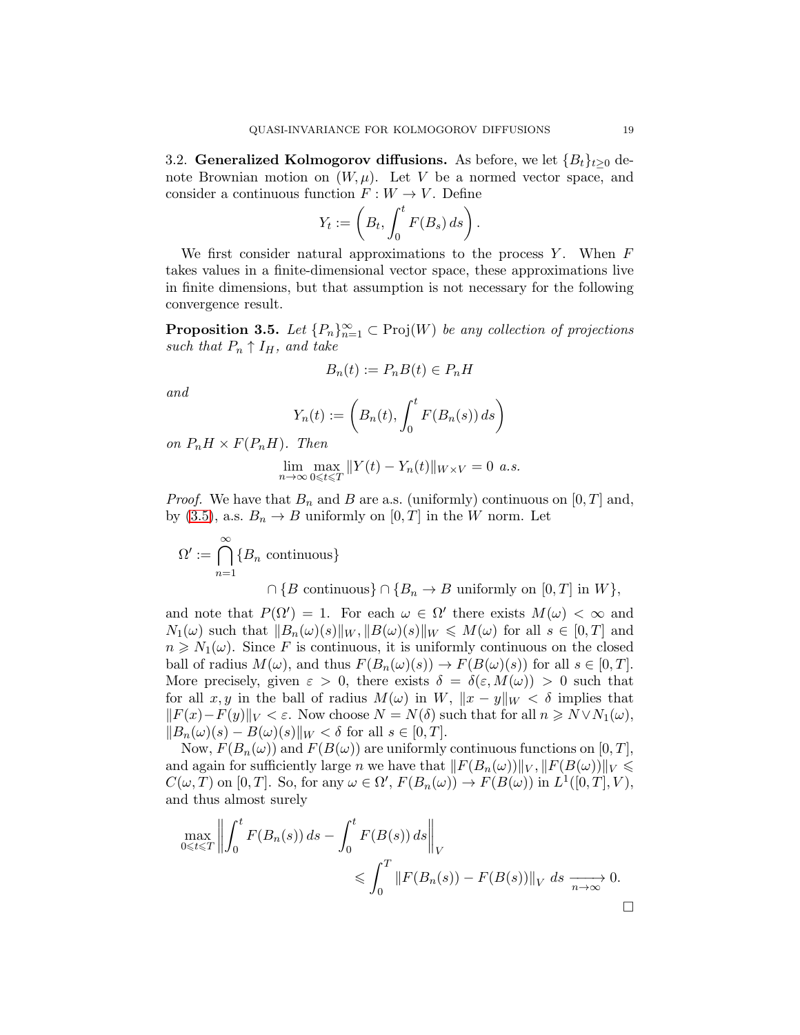3.2. **Generalized Kolmogorov diffusions.** As before, we let $\{B_t\}_{t\geq 0}$ denote Brownian motion on $(W, \mu)$. Let $V$ be a normed vector space, and consider a continuous function $F : W \to V$. Define

$$Y_t := \left( B_t, \int_0^t F(B_s)\, ds \right).$$

We first consider natural approximations to the process $Y$. When $F$ takes values in a finite-dimensional vector space, these approximations live in finite dimensions, but that assumption is not necessary for the following convergence result.

**Proposition 3.5.** *Let $\{P_n\}_{n=1}^\infty \subset \operatorname{Proj}(W)$ be any collection of projections such that $P_n \uparrow I_H$, and take*

$$B_n(t) := P_n B(t) \in P_n H$$

*and*

$$Y_n(t) := \left( B_n(t), \int_0^t F(B_n(s))\, ds \right)$$

*on $P_n H \times F(P_n H)$. Then*

$$\lim_{n\to\infty} \max_{0\leqslant t\leqslant T} \|Y(t) - Y_n(t)\|_{W\times V} = 0 \text{ a.s.}$$

*Proof.* We have that $B_n$ and $B$ are a.s. (uniformly) continuous on $[0, T]$ and, by (3.5), a.s. $B_n \to B$ uniformly on $[0, T]$ in the $W$ norm. Let

$$\Omega' := \bigcap_{n=1}^\infty \{B_n \text{ continuous}\} \cap \{B \text{ continuous}\} \cap \{B_n \to B \text{ uniformly on } [0, T] \text{ in } W\},$$

and note that $P(\Omega') = 1$. For each $\omega \in \Omega'$ there exists $M(\omega) < \infty$ and $N_1(\omega)$ such that $\|B_n(\omega)(s)\|_W, \|B(\omega)(s)\|_W \leqslant M(\omega)$ for all $s \in [0, T]$ and $n \geqslant N_1(\omega)$. Since $F$ is continuous, it is uniformly continuous on the closed ball of radius $M(\omega)$, and thus $F(B_n(\omega)(s)) \to F(B(\omega)(s))$ for all $s \in [0, T]$. More precisely, given $\varepsilon > 0$, there exists $\delta = \delta(\varepsilon, M(\omega)) > 0$ such that for all $x, y$ in the ball of radius $M(\omega)$ in $W$, $\|x - y\|_W < \delta$ implies that $\|F(x) - F(y)\|_V < \varepsilon$. Now choose $N = N(\delta)$ such that for all $n \geqslant N \vee N_1(\omega)$, $\|B_n(\omega)(s) - B(\omega)(s)\|_W < \delta$ for all $s \in [0, T]$.

Now, $F(B_n(\omega))$ and $F(B(\omega))$ are uniformly continuous functions on $[0, T]$, and again for sufficiently large $n$ we have that $\|F(B_n(\omega))\|_V, \|F(B(\omega))\|_V \leqslant C(\omega, T)$ on $[0, T]$. So, for any $\omega \in \Omega'$, $F(B_n(\omega)) \to F(B(\omega))$ in $L^1([0, T], V)$, and thus almost surely

$$\max_{0\leqslant t\leqslant T} \left\| \int_0^t F(B_n(s))\, ds - \int_0^t F(B(s))\, ds \right\|_V \leqslant \int_0^T \|F(B_n(s)) - F(B(s))\|_V \, ds \xrightarrow[n\to\infty]{} 0.$$

$\square$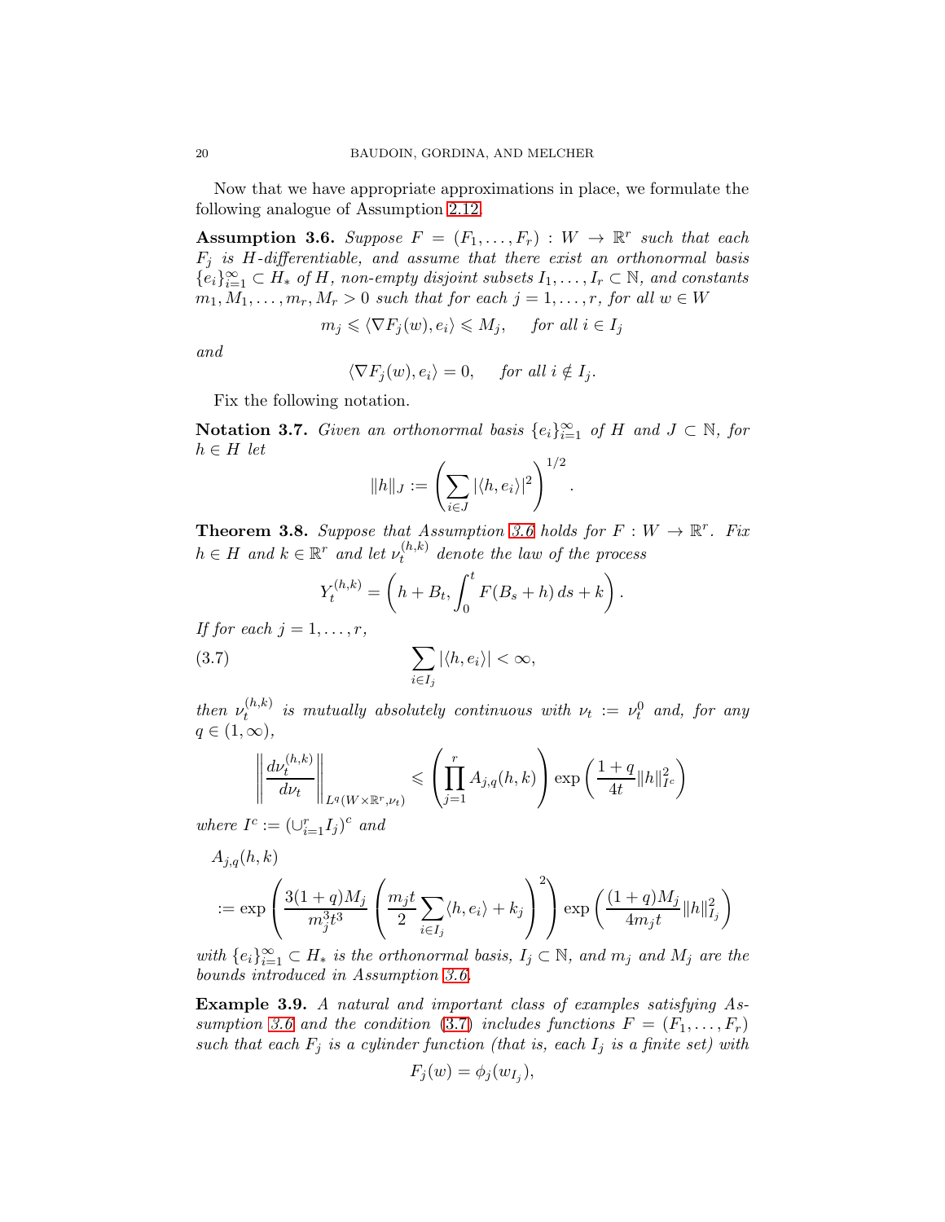Now that we have appropriate approximations in place, we formulate the following analogue of Assumption 2.12.

**Assumption 3.6.** *Suppose $F = (F_1, \ldots, F_r) : W \to \mathbb{R}^r$ such that each $F_j$ is $H$-differentiable, and assume that there exist an orthonormal basis $\{e_i\}_{i=1}^\infty \subset H_*$ of $H$, non-empty disjoint subsets $I_1, \ldots, I_r \subset \mathbb{N}$, and constants $m_1, M_1, \ldots, m_r, M_r > 0$ such that for each $j = 1, \ldots, r$, for all $w \in W$*

$$m_j \leqslant \langle \nabla F_j(w), e_i \rangle \leqslant M_j, \quad \text{for all } i \in I_j$$

*and*

$$\langle \nabla F_j(w), e_i \rangle = 0, \quad \text{for all } i \notin I_j.$$

Fix the following notation.

**Notation 3.7.** *Given an orthonormal basis $\{e_i\}_{i=1}^\infty$ of $H$ and $J \subset \mathbb{N}$, for $h \in H$ let*

$$\|h\|_J := \left( \sum_{i \in J} |\langle h, e_i \rangle|^2 \right)^{1/2}.$$

**Theorem 3.8.** *Suppose that Assumption 3.6 holds for $F : W \to \mathbb{R}^r$. Fix $h \in H$ and $k \in \mathbb{R}^r$ and let $\nu_t^{(h,k)}$ denote the law of the process*

$$Y_t^{(h,k)} = \left( h + B_t, \int_0^t F(B_s + h)\, ds + k \right).$$

*If for each $j = 1, \ldots, r$,*

$$\sum_{i \in I_j} |\langle h, e_i \rangle| < \infty, \tag{3.7}$$

*then $\nu_t^{(h,k)}$ is mutually absolutely continuous with $\nu_t := \nu_t^0$ and, for any $q \in (1, \infty)$,*

$$\left\| \frac{d\nu_t^{(h,k)}}{d\nu_t} \right\|_{L^q(W \times \mathbb{R}^r, \nu_t)} \leqslant \left( \prod_{j=1}^r A_{j,q}(h,k) \right) \exp\left( \frac{1+q}{4t} \|h\|_{I^c}^2 \right)$$

*where $I^c := \left( \cup_{i=1}^r I_j \right)^c$ and*

$$A_{j,q}(h,k) := \exp\left( \frac{3(1+q)M_j}{m_j^3 t^3} \left( \frac{m_j t}{2} \sum_{i \in I_j} \langle h, e_i \rangle + k_j \right)^2 \right) \exp\left( \frac{(1+q)M_j}{4 m_j t} \|h\|_{I_j}^2 \right)$$

*with $\{e_i\}_{i=1}^\infty \subset H_*$ is the orthonormal basis, $I_j \subset \mathbb{N}$, and $m_j$ and $M_j$ are the bounds introduced in Assumption 3.6.*

**Example 3.9.** *A natural and important class of examples satisfying Assumption 3.6 and the condition (3.7) includes functions $F = (F_1, \ldots, F_r)$ such that each $F_j$ is a cylinder function (that is, each $I_j$ is a finite set) with*

$$F_j(w) = \phi_j(w_{I_j}),$$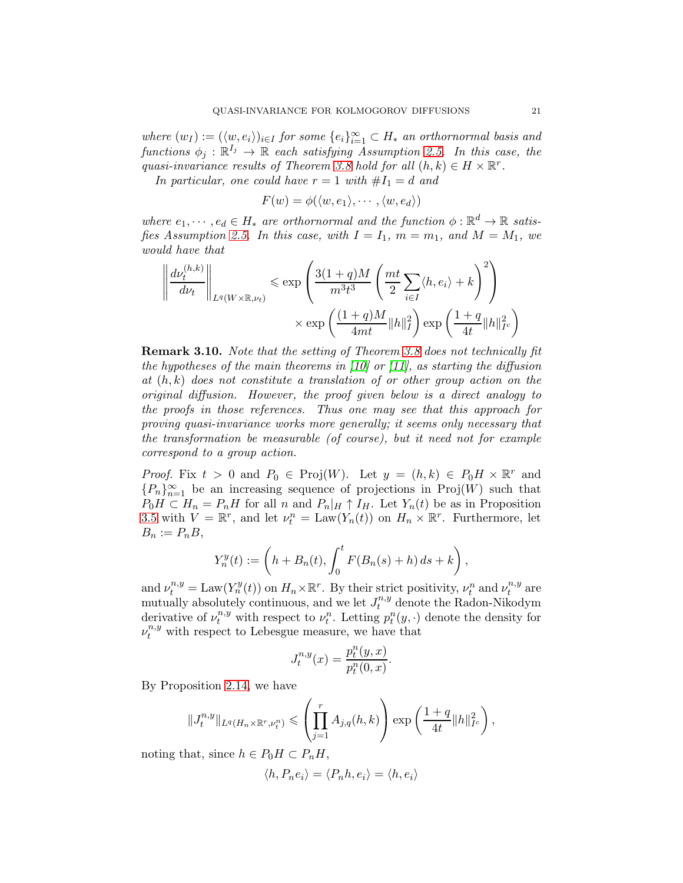*where $(w_I) := (\langle w, e_i\rangle)_{i\in I}$ for some $\{e_i\}_{i=1}^\infty \subset H_*$ an orthornormal basis and functions $\phi_j : \mathbb{R}^{I_j} \to \mathbb{R}$ each satisfying Assumption 2.5. In this case, the quasi-invariance results of Theorem 3.8 hold for all $(h,k) \in H \times \mathbb{R}^r$.*

*In particular, one could have $r = 1$ with $\#I_1 = d$ and*

$$F(w) = \phi(\langle w, e_1\rangle, \cdots, \langle w, e_d\rangle)$$

*where $e_1, \cdots, e_d \in H_*$ are orthornormal and the function $\phi : \mathbb{R}^d \to \mathbb{R}$ satisfies Assumption 2.5. In this case, with $I = I_1$, $m = m_1$, and $M = M_1$, we would have that*

$$\left\| \frac{d\nu_t^{(h,k)}}{d\nu_t} \right\|_{L^q(W\times\mathbb{R},\nu_t)} \leqslant \exp\left( \frac{3(1+q)M}{m^3t^3} \left( \frac{mt}{2} \sum_{i\in I} \langle h, e_i\rangle + k \right)^2 \right) \times \exp\left( \frac{(1+q)M}{4mt} \|h\|_I^2 \right) \exp\left( \frac{1+q}{4t} \|h\|_{I^c}^2 \right)$$

**Remark 3.10.** *Note that the setting of Theorem 3.8 does not technically fit the hypotheses of the main theorems in [10] or [11], as starting the diffusion at $(h,k)$ does not constitute a translation of or other group action on the original diffusion. However, the proof given below is a direct analogy to the proofs in those references. Thus one may see that this approach for proving quasi-invariance works more generally; it seems only necessary that the transformation be measurable (of course), but it need not for example correspond to a group action.*

*Proof.* Fix $t > 0$ and $P_0 \in \mathrm{Proj}(W)$. Let $y = (h,k) \in P_0H \times \mathbb{R}^r$ and $\{P_n\}_{n=1}^\infty$ be an increasing sequence of projections in $\mathrm{Proj}(W)$ such that $P_0H \subset H_n = P_nH$ for all $n$ and $P_n|_H \uparrow I_H$. Let $Y_n(t)$ be as in Proposition 3.5 with $V = \mathbb{R}^r$, and let $\nu_t^n = \mathrm{Law}(Y_n(t))$ on $H_n \times \mathbb{R}^r$. Furthermore, let $B_n := P_nB$,

$$Y_n^y(t) := \left( h + B_n(t), \int_0^t F(B_n(s) + h)\, ds + k \right),$$

and $\nu_t^{n,y} = \mathrm{Law}(Y_n^y(t))$ on $H_n \times \mathbb{R}^r$. By their strict positivity, $\nu_t^n$ and $\nu_t^{n,y}$ are mutually absolutely continuous, and we let $J_t^{n,y}$ denote the Radon-Nikodym derivative of $\nu_t^{n,y}$ with respect to $\nu_t^n$. Letting $p_t^n(y,\cdot)$ denote the density for $\nu_t^{n,y}$ with respect to Lebesgue measure, we have that

$$J_t^{n,y}(x) = \frac{p_t^n(y,x)}{p_t^n(0,x)}.$$

By Proposition 2.14, we have

$$\|J_t^{n,y}\|_{L^q(H_n\times\mathbb{R}^r,\nu_t^n)} \leqslant \left( \prod_{j=1}^r A_{j,q}(h,k) \right) \exp\left( \frac{1+q}{4t} \|h\|_{I^c}^2 \right),$$

noting that, since $h \in P_0H \subset P_nH$,

$$\langle h, P_ne_i\rangle = \langle P_nh, e_i\rangle = \langle h, e_i\rangle$$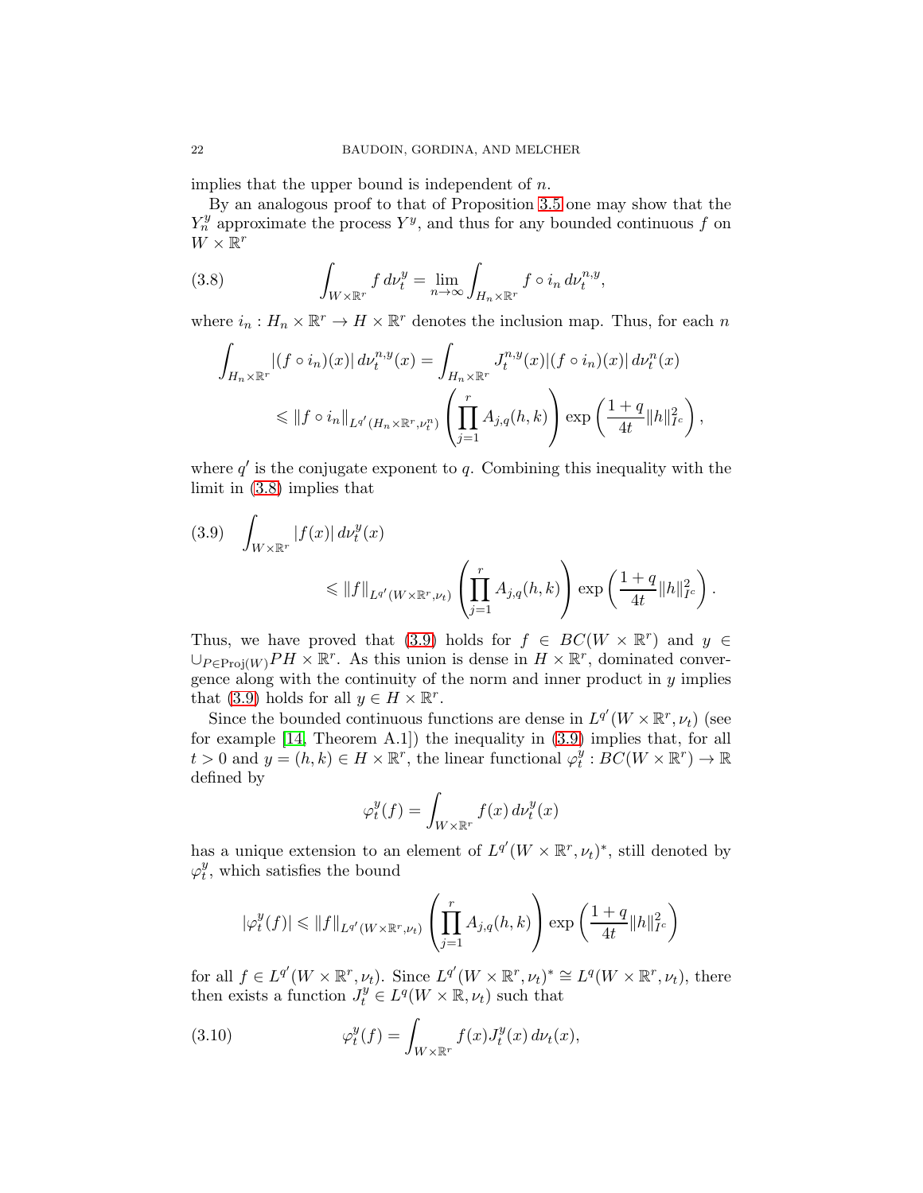implies that the upper bound is independent of $n$.

By an analogous proof to that of Proposition 3.5 one may show that the $Y_n^y$ approximate the process $Y^y$, and thus for any bounded continuous $f$ on $W \times \mathbb{R}^r$

$$\int_{W\times\mathbb{R}^r} f\, d\nu_t^y = \lim_{n\to\infty} \int_{H_n\times\mathbb{R}^r} f\circ i_n \, d\nu_t^{n,y}, \tag{3.8}$$

where $i_n : H_n \times \mathbb{R}^r \to H \times \mathbb{R}^r$ denotes the inclusion map. Thus, for each $n$

$$\begin{aligned}
\int_{H_n\times\mathbb{R}^r} |(f\circ i_n)(x)|\, d\nu_t^{n,y}(x) &= \int_{H_n\times\mathbb{R}^r} J_t^{n,y}(x)|(f\circ i_n)(x)|\, d\nu_t^n(x) \\
&\leqslant \|f\circ i_n\|_{L^{q'}(H_n\times\mathbb{R}^r,\nu_t^n)} \left(\prod_{j=1}^r A_{j,q}(h,k)\right) \exp\left(\frac{1+q}{4t}\|h\|_{I^c}^2\right),
\end{aligned}$$

where $q'$ is the conjugate exponent to $q$. Combining this inequality with the limit in (3.8) implies that

$$\begin{aligned}
\int_{W\times\mathbb{R}^r} |f(x)|\, d\nu_t^y(x) \\
\leqslant \|f\|_{L^{q'}(W\times\mathbb{R}^r,\nu_t)} \left(\prod_{j=1}^r A_{j,q}(h,k)\right) \exp\left(\frac{1+q}{4t}\|h\|_{I^c}^2\right).
\end{aligned} \tag{3.9}$$

Thus, we have proved that (3.9) holds for $f \in BC(W \times \mathbb{R}^r)$ and $y \in \cup_{P\in \mathrm{Proj}(W)} PH \times \mathbb{R}^r$. As this union is dense in $H \times \mathbb{R}^r$, dominated convergence along with the continuity of the norm and inner product in $y$ implies that (3.9) holds for all $y \in H \times \mathbb{R}^r$.

Since the bounded continuous functions are dense in $L^{q'}(W \times \mathbb{R}^r, \nu_t)$ (see for example [14, Theorem A.1]) the inequality in (3.9) implies that, for all $t > 0$ and $y = (h, k) \in H \times \mathbb{R}^r$, the linear functional $\varphi_t^y : BC(W \times \mathbb{R}^r) \to \mathbb{R}$ defined by

$$\varphi_t^y(f) = \int_{W\times\mathbb{R}^r} f(x)\, d\nu_t^y(x)$$

has a unique extension to an element of $L^{q'}(W \times \mathbb{R}^r, \nu_t)^*$, still denoted by $\varphi_t^y$, which satisfies the bound

$$|\varphi_t^y(f)| \leqslant \|f\|_{L^{q'}(W\times\mathbb{R}^r,\nu_t)} \left(\prod_{j=1}^r A_{j,q}(h,k)\right) \exp\left(\frac{1+q}{4t}\|h\|_{I^c}^2\right)$$

for all $f \in L^{q'}(W \times \mathbb{R}^r, \nu_t)$. Since $L^{q'}(W \times \mathbb{R}^r, \nu_t)^* \cong L^q(W \times \mathbb{R}^r, \nu_t)$, there then exists a function $J_t^y \in L^q(W \times \mathbb{R}, \nu_t)$ such that

$$\varphi_t^y(f) = \int_{W\times\mathbb{R}^r} f(x) J_t^y(x)\, d\nu_t(x), \tag{3.10}$$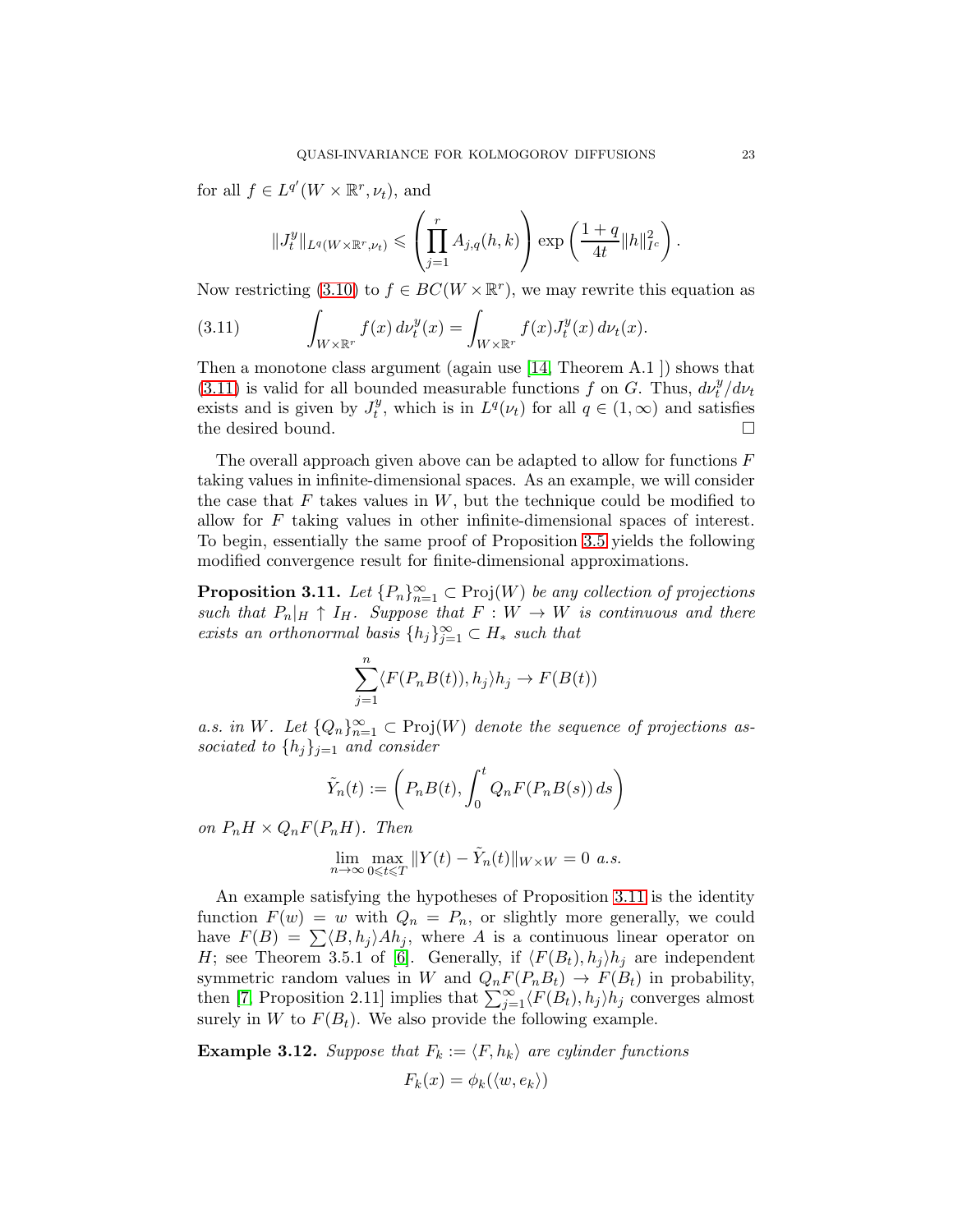for all $f \in L^{q'}(W \times \mathbb{R}^r, \nu_t)$, and

$$\|J_t^y\|_{L^q(W\times\mathbb{R}^r,\nu_t)} \leqslant \left(\prod_{j=1}^r A_{j,q}(h,k)\right) \exp\left(\frac{1+q}{4t}\|h\|_{I^c}^2\right).$$

Now restricting (3.10) to $f \in BC(W \times \mathbb{R}^r)$, we may rewrite this equation as

$$\int_{W\times\mathbb{R}^r} f(x)\, d\nu_t^y(x) = \int_{W\times\mathbb{R}^r} f(x) J_t^y(x)\, d\nu_t(x). \tag{3.11}$$

Then a monotone class argument (again use [14, Theorem A.1 ]) shows that (3.11) is valid for all bounded measurable functions $f$ on $G$. Thus, $d\nu_t^y/d\nu_t$ exists and is given by $J_t^y$, which is in $L^q(\nu_t)$ for all $q \in (1,\infty)$ and satisfies the desired bound. $\square$

The overall approach given above can be adapted to allow for functions $F$ taking values in infinite-dimensional spaces. As an example, we will consider the case that $F$ takes values in $W$, but the technique could be modified to allow for $F$ taking values in other infinite-dimensional spaces of interest. To begin, essentially the same proof of Proposition 3.5 yields the following modified convergence result for finite-dimensional approximations.

**Proposition 3.11.** *Let $\{P_n\}_{n=1}^\infty \subset \mathrm{Proj}(W)$ be any collection of projections such that $P_n|_H \uparrow I_H$. Suppose that $F: W \to W$ is continuous and there exists an orthonormal basis $\{h_j\}_{j=1}^\infty \subset H_*$ such that*

$$\sum_{j=1}^n \langle F(P_nB(t)), h_j\rangle h_j \to F(B(t))$$

*a.s. in $W$. Let $\{Q_n\}_{n=1}^\infty \subset \mathrm{Proj}(W)$ denote the sequence of projections associated to $\{h_j\}_{j=1}$ and consider*

$$\tilde{Y}_n(t) := \left(P_nB(t), \int_0^t Q_nF(P_nB(s))\, ds\right)$$

*on $P_nH \times Q_nF(P_nH)$. Then*

$$\lim_{n\to\infty} \max_{0\leqslant t\leqslant T} \|Y(t) - \tilde{Y}_n(t)\|_{W\times W} = 0 \text{ a.s.}$$

An example satisfying the hypotheses of Proposition 3.11 is the identity function $F(w) = w$ with $Q_n = P_n$, or slightly more generally, we could have $F(B) = \sum \langle B, h_j\rangle Ah_j$, where $A$ is a continuous linear operator on $H$; see Theorem 3.5.1 of [6]. Generally, if $\langle F(B_t), h_j\rangle h_j$ are independent symmetric random values in $W$ and $Q_nF(P_nB_t) \to F(B_t)$ in probability, then [7, Proposition 2.11] implies that $\sum_{j=1}^\infty \langle F(B_t), h_j\rangle h_j$ converges almost surely in $W$ to $F(B_t)$. We also provide the following example.

**Example 3.12.** *Suppose that $F_k := \langle F, h_k\rangle$ are cylinder functions*

$$F_k(x) = \phi_k(\langle w, e_k\rangle)$$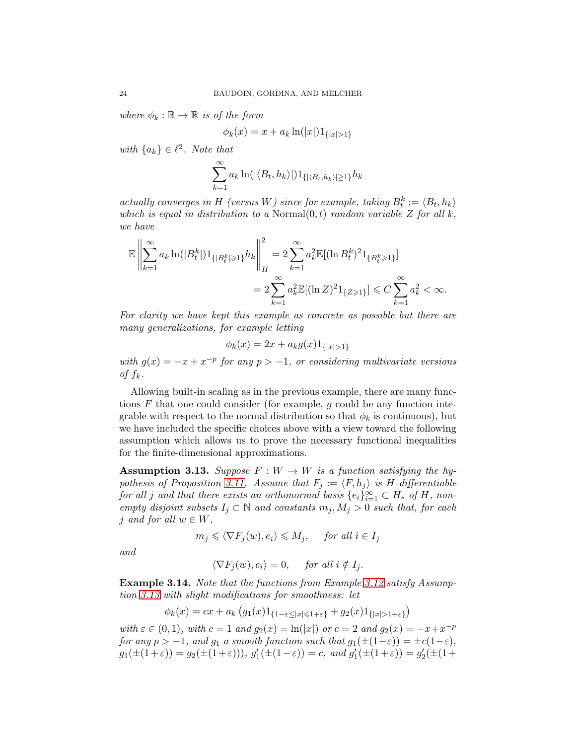*where $\phi_k : \mathbb{R} \to \mathbb{R}$ is of the form*

$$\phi_k(x) = x + a_k \ln(|x|) 1_{\{|x|>1\}}$$

*with $\{a_k\} \in \ell^2$. Note that*

$$\sum_{k=1}^{\infty} a_k \ln(|\langle B_t, h_k\rangle|) 1_{\{|\langle B_t, h_k\rangle| \geq 1\}} h_k$$

*actually converges in $H$ (versus $W$) since for example, taking $B_t^k := \langle B_t, h_k\rangle$ which is equal in distribution to a* $\mathrm{Normal}(0,t)$ *random variable $Z$ for all $k$, we have*

$$\begin{aligned}
\mathbb{E}\left\| \sum_{k=1}^{\infty} a_k \ln(|B_t^k|) 1_{\{|B_t^k| \geqslant 1\}} h_k \right\|_H^2 &= 2\sum_{k=1}^{\infty} a_k^2 \mathbb{E}[(\ln B_t^k)^2 1_{\{B_t^k \geqslant 1\}}] \\
&= 2\sum_{k=1}^{\infty} a_k^2 \mathbb{E}[(\ln Z)^2 1_{\{Z \geqslant 1\}}] \leqslant C \sum_{k=1}^{\infty} a_k^2 < \infty.
\end{aligned}$$

*For clarity we have kept this example as concrete as possible but there are many generalizations, for example letting*

$$\phi_k(x) = 2x + a_k g(x) 1_{\{|x|>1\}}$$

*with $g(x) = -x + x^{-p}$ for any $p > -1$, or considering multivariate versions of $f_k$.*

Allowing built-in scaling as in the previous example, there are many functions $F$ that one could consider (for example, $g$ could be any function integrable with respect to the normal distribution so that $\phi_k$ is continuous), but we have included the specific choices above with a view toward the following assumption which allows us to prove the necessary functional inequalities for the finite-dimensional approximations.

**Assumption 3.13.** *Suppose $F : W \to W$ is a function satisfying the hypothesis of Proposition 3.11. Assume that $F_j := \langle F, h_j\rangle$ is $H$-differentiable for all $j$ and that there exists an orthonormal basis $\{e_i\}_{i=1}^{\infty} \subset H_*$ of $H$, nonempty disjoint subsets $I_j \subset \mathbb{N}$ and constants $m_j, M_j > 0$ such that, for each $j$ and for all $w \in W$,*

$$m_j \leqslant \langle \nabla F_j(w), e_i\rangle \leqslant M_j, \quad \text{ for all } i \in I_j$$

*and*

$$\langle \nabla F_j(w), e_i\rangle = 0, \quad \text{ for all } i \notin I_j.$$

**Example 3.14.** *Note that the functions from Example 3.12 satisfy Assumption 3.13 with slight modifications for smoothness: let*

$$\phi_k(x) = cx + a_k \left( g_1(x) 1_{\{1-\varepsilon \leq |x| \leqslant 1+\varepsilon\}} + g_2(x) 1_{\{|x|>1+\varepsilon\}} \right)$$

*with $\varepsilon \in (0,1)$, with $c = 1$ and $g_2(x) = \ln(|x|)$ or $c = 2$ and $g_2(x) = -x + x^{-p}$ for any $p > -1$, and $g_1$ a smooth function such that $g_1(\pm(1-\varepsilon)) = \pm c(1-\varepsilon)$, $g_1(\pm(1+\varepsilon)) = g_2(\pm(1+\varepsilon)))$, $g_1'(\pm(1-\varepsilon)) = c$, and $g_1'(\pm(1+\varepsilon)) = g_2'(\pm(1+$*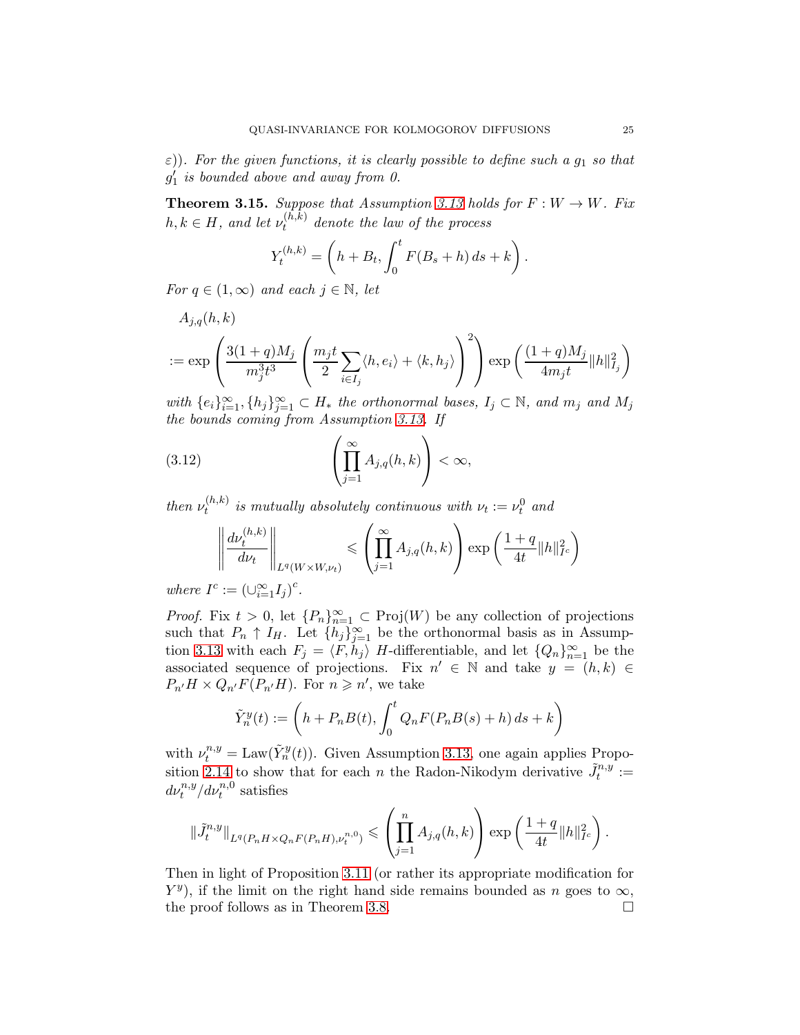*$\varepsilon$)). For the given functions, it is clearly possible to define such a $g_1$ so that $g_1'$ is bounded above and away from 0.*

**Theorem 3.15.** *Suppose that Assumption 3.13 holds for $F : W \to W$. Fix $h, k \in H$, and let $\nu_t^{(h,k)}$ denote the law of the process*

$$Y_t^{(h,k)} = \left( h + B_t, \int_0^t F(B_s + h)\, ds + k \right).$$

*For $q \in (1, \infty)$ and each $j \in \mathbb{N}$, let*

$$\begin{aligned} &A_{j,q}(h,k) \\ &:= \exp\left( \frac{3(1+q)M_j}{m_j^3 t^3} \left( \frac{m_j t}{2} \sum_{i \in I_j} \langle h, e_i \rangle + \langle k, h_j \rangle \right)^2 \right) \exp\left( \frac{(1+q)M_j}{4 m_j t} \|h\|_{I_j}^2 \right) \end{aligned}$$

*with $\{e_i\}_{i=1}^\infty, \{h_j\}_{j=1}^\infty \subset H_*$ the orthonormal bases, $I_j \subset \mathbb{N}$, and $m_j$ and $M_j$ the bounds coming from Assumption 3.13. If*

$$\left( \prod_{j=1}^\infty A_{j,q}(h,k) \right) < \infty, \tag{3.12}$$

*then $\nu_t^{(h,k)}$ is mutually absolutely continuous with $\nu_t := \nu_t^0$ and*

$$\left\| \frac{d\nu_t^{(h,k)}}{d\nu_t} \right\|_{L^q(W \times W, \nu_t)} \leqslant \left( \prod_{j=1}^\infty A_{j,q}(h,k) \right) \exp\left( \frac{1+q}{4t} \|h\|_{I^c}^2 \right)$$

*where $I^c := \left( \cup_{i=1}^\infty I_j \right)^c$.*

*Proof.* Fix $t > 0$, let $\{P_n\}_{n=1}^\infty \subset \mathrm{Proj}(W)$ be any collection of projections such that $P_n \uparrow I_H$. Let $\{h_j\}_{j=1}^\infty$ be the orthonormal basis as in Assumption 3.13 with each $F_j = \langle F, h_j \rangle$ $H$-differentiable, and let $\{Q_n\}_{n=1}^\infty$ be the associated sequence of projections. Fix $n' \in \mathbb{N}$ and take $y = (h,k) \in P_{n'}H \times Q_{n'}F(P_{n'}H)$. For $n \geqslant n'$, we take

$$\tilde{Y}_n^y(t) := \left( h + P_n B(t), \int_0^t Q_n F(P_n B(s) + h)\, ds + k \right)$$

with $\nu_t^{n,y} = \mathrm{Law}(\tilde{Y}_n^y(t))$. Given Assumption 3.13, one again applies Proposition 2.14 to show that for each $n$ the Radon-Nikodym derivative $\tilde{J}_t^{n,y} := d\nu_t^{n,y}/d\nu_t^{n,0}$ satisfies

$$\|\tilde{J}_t^{n,y}\|_{L^q(P_n H \times Q_n F(P_n H), \nu_t^{n,0})} \leqslant \left( \prod_{j=1}^n A_{j,q}(h,k) \right) \exp\left( \frac{1+q}{4t} \|h\|_{I^c}^2 \right).$$

Then in light of Proposition 3.11 (or rather its appropriate modification for $Y^y$), if the limit on the right hand side remains bounded as $n$ goes to $\infty$, the proof follows as in Theorem 3.8. $\square$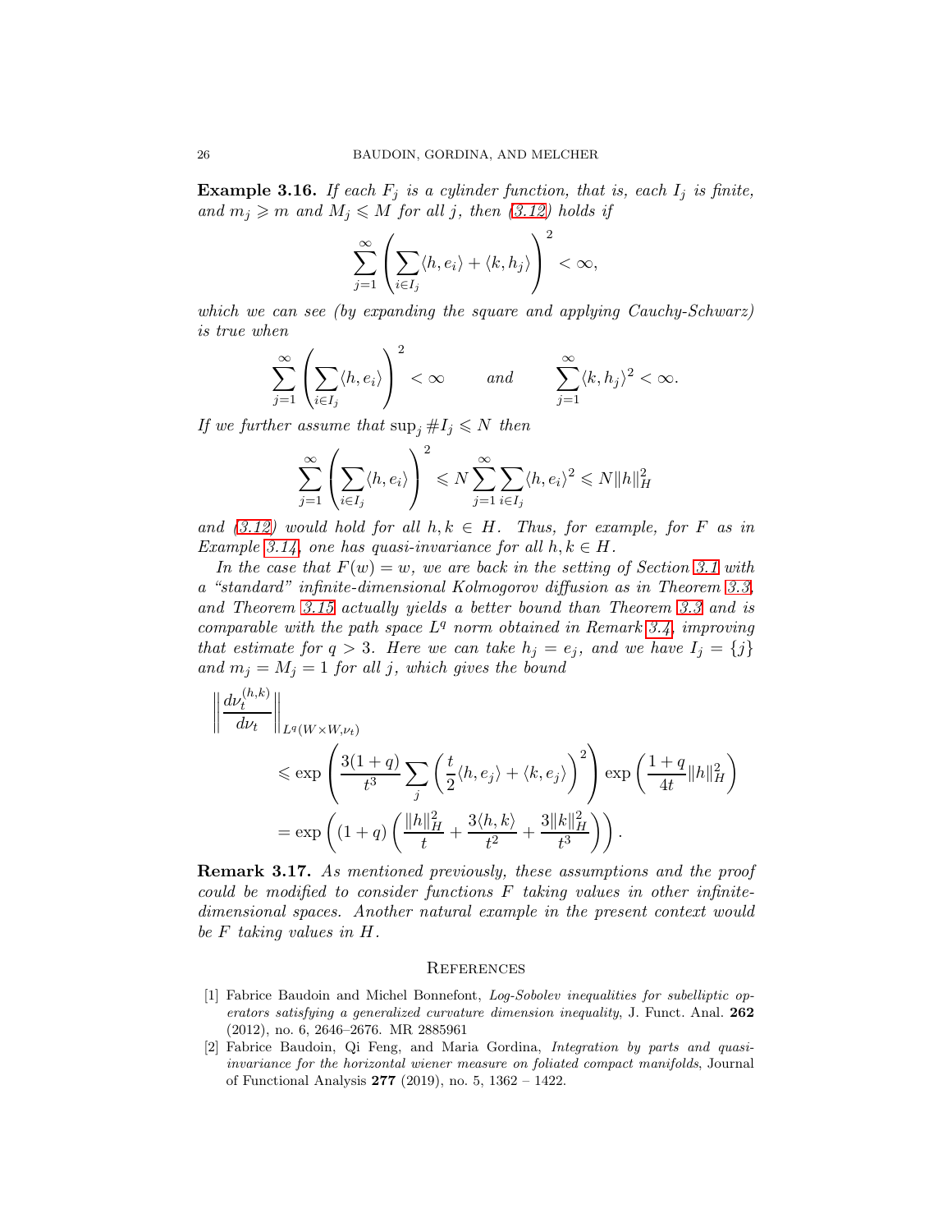**Example 3.16.** *If each $F_j$ is a cylinder function, that is, each $I_j$ is finite, and $m_j \geqslant m$ and $M_j \leqslant M$ for all $j$, then (3.12) holds if*

$$\sum_{j=1}^{\infty} \left( \sum_{i \in I_j} \langle h, e_i \rangle + \langle k, h_j \rangle \right)^2 < \infty,$$

*which we can see (by expanding the square and applying Cauchy-Schwarz) is true when*

$$\sum_{j=1}^{\infty} \left( \sum_{i \in I_j} \langle h, e_i \rangle \right)^2 < \infty \qquad \text{and} \qquad \sum_{j=1}^{\infty} \langle k, h_j \rangle^2 < \infty.$$

*If we further assume that $\sup_j \# I_j \leqslant N$ then*

$$\sum_{j=1}^{\infty} \left( \sum_{i \in I_j} \langle h, e_i \rangle \right)^2 \leqslant N \sum_{j=1}^{\infty} \sum_{i \in I_j} \langle h, e_i \rangle^2 \leqslant N \|h\|_H^2$$

*and (3.12) would hold for all $h, k \in H$. Thus, for example, for $F$ as in Example 3.14, one has quasi-invariance for all $h, k \in H$.*

*In the case that $F(w) = w$, we are back in the setting of Section 3.1 with a "standard" infinite-dimensional Kolmogorov diffusion as in Theorem 3.3, and Theorem 3.15 actually yields a better bound than Theorem 3.3 and is comparable with the path space $L^q$ norm obtained in Remark 3.4, improving that estimate for $q > 3$. Here we can take $h_j = e_j$, and we have $I_j = \{j\}$ and $m_j = M_j = 1$ for all $j$, which gives the bound*

$$\begin{aligned}
\left\| \frac{d\nu_t^{(h,k)}}{d\nu_t} \right\|_{L^q(W \times W, \nu_t)} & \\
&\leqslant \exp\left( \frac{3(1+q)}{t^3} \sum_j \left( \frac{t}{2} \langle h, e_j \rangle + \langle k, e_j \rangle \right)^2 \right) \exp\left( \frac{1+q}{4t} \|h\|_H^2 \right) \\
&= \exp\left( (1+q) \left( \frac{\|h\|_H^2}{t} + \frac{3\langle h, k \rangle}{t^2} + \frac{3\|k\|_H^2}{t^3} \right) \right).
\end{aligned}$$

**Remark 3.17.** *As mentioned previously, these assumptions and the proof could be modified to consider functions $F$ taking values in other infinite-dimensional spaces. Another natural example in the present context would be $F$ taking values in $H$.*

## References

[1] Fabrice Baudoin and Michel Bonnefont, *Log-Sobolev inequalities for subelliptic operators satisfying a generalized curvature dimension inequality*, J. Funct. Anal. **262** (2012), no. 6, 2646–2676. MR 2885961

[2] Fabrice Baudoin, Qi Feng, and Maria Gordina, *Integration by parts and quasi-invariance for the horizontal wiener measure on foliated compact manifolds*, Journal of Functional Analysis **277** (2019), no. 5, 1362 – 1422.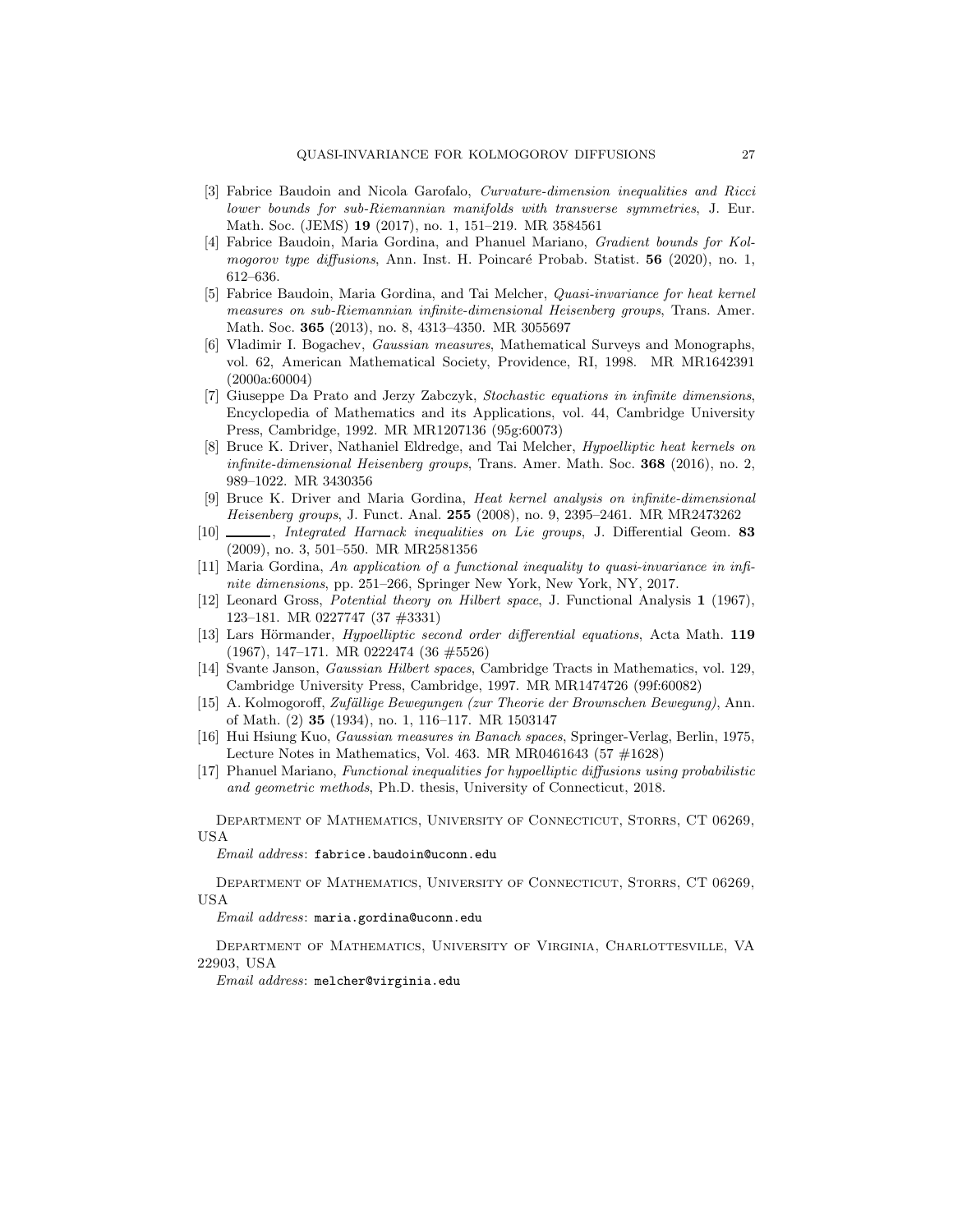[3] Fabrice Baudoin and Nicola Garofalo, *Curvature-dimension inequalities and Ricci lower bounds for sub-Riemannian manifolds with transverse symmetries*, J. Eur. Math. Soc. (JEMS) **19** (2017), no. 1, 151–219. MR 3584561

[4] Fabrice Baudoin, Maria Gordina, and Phanuel Mariano, *Gradient bounds for Kolmogorov type diffusions*, Ann. Inst. H. Poincaré Probab. Statist. **56** (2020), no. 1, 612–636.

[5] Fabrice Baudoin, Maria Gordina, and Tai Melcher, *Quasi-invariance for heat kernel measures on sub-Riemannian infinite-dimensional Heisenberg groups*, Trans. Amer. Math. Soc. **365** (2013), no. 8, 4313–4350. MR 3055697

[6] Vladimir I. Bogachev, *Gaussian measures*, Mathematical Surveys and Monographs, vol. 62, American Mathematical Society, Providence, RI, 1998. MR MR1642391 (2000a:60004)

[7] Giuseppe Da Prato and Jerzy Zabczyk, *Stochastic equations in infinite dimensions*, Encyclopedia of Mathematics and its Applications, vol. 44, Cambridge University Press, Cambridge, 1992. MR MR1207136 (95g:60073)

[8] Bruce K. Driver, Nathaniel Eldredge, and Tai Melcher, *Hypoelliptic heat kernels on infinite-dimensional Heisenberg groups*, Trans. Amer. Math. Soc. **368** (2016), no. 2, 989–1022. MR 3430356

[9] Bruce K. Driver and Maria Gordina, *Heat kernel analysis on infinite-dimensional Heisenberg groups*, J. Funct. Anal. **255** (2008), no. 9, 2395–2461. MR MR2473262

[10] ______, *Integrated Harnack inequalities on Lie groups*, J. Differential Geom. **83** (2009), no. 3, 501–550. MR MR2581356

[11] Maria Gordina, *An application of a functional inequality to quasi-invariance in infinite dimensions*, pp. 251–266, Springer New York, New York, NY, 2017.

[12] Leonard Gross, *Potential theory on Hilbert space*, J. Functional Analysis **1** (1967), 123–181. MR 0227747 (37 #3331)

[13] Lars Hörmander, *Hypoelliptic second order differential equations*, Acta Math. **119** (1967), 147–171. MR 0222474 (36 #5526)

[14] Svante Janson, *Gaussian Hilbert spaces*, Cambridge Tracts in Mathematics, vol. 129, Cambridge University Press, Cambridge, 1997. MR MR1474726 (99f:60082)

[15] A. Kolmogoroff, *Zufällige Bewegungen (zur Theorie der Brownschen Bewegung)*, Ann. of Math. (2) **35** (1934), no. 1, 116–117. MR 1503147

[16] Hui Hsiung Kuo, *Gaussian measures in Banach spaces*, Springer-Verlag, Berlin, 1975, Lecture Notes in Mathematics, Vol. 463. MR MR0461643 (57 #1628)

[17] Phanuel Mariano, *Functional inequalities for hypoelliptic diffusions using probabilistic and geometric methods*, Ph.D. thesis, University of Connecticut, 2018.

Department of Mathematics, University of Connecticut, Storrs, CT 06269, USA

*Email address*: fabrice.baudoin@uconn.edu

Department of Mathematics, University of Connecticut, Storrs, CT 06269, USA

*Email address*: maria.gordina@uconn.edu

Department of Mathematics, University of Virginia, Charlottesville, VA 22903, USA

*Email address*: melcher@virginia.edu